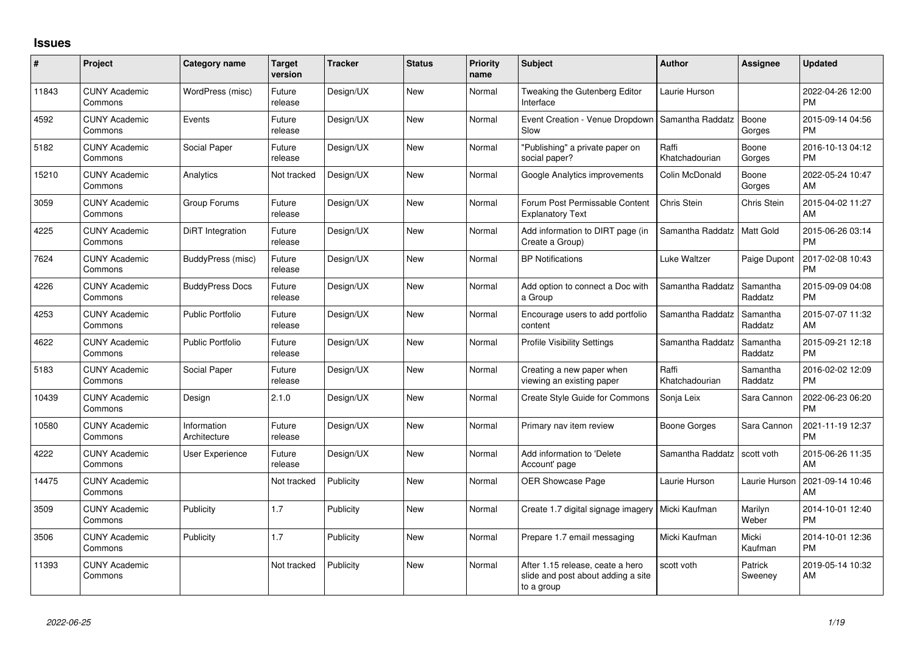# Issues

| # | Project | Category name | Target version | Tracker | Status | Priority name | Subject | Author | Assignee | Updated |
|---|---|---|---|---|---|---|---|---|---|---|
| 11843 | CUNY Academic Commons | WordPress (misc) | Future release | Design/UX | New | Normal | Tweaking the Gutenberg Editor Interface | Laurie Hurson | | 2022-04-26 12:00 PM |
| 4592 | CUNY Academic Commons | Events | Future release | Design/UX | New | Normal | Event Creation - Venue Dropdown Slow | Samantha Raddatz | Boone Gorges | 2015-09-14 04:56 PM |
| 5182 | CUNY Academic Commons | Social Paper | Future release | Design/UX | New | Normal | "Publishing" a private paper on social paper? | Raffi Khatchadourian | Boone Gorges | 2016-10-13 04:12 PM |
| 15210 | CUNY Academic Commons | Analytics | Not tracked | Design/UX | New | Normal | Google Analytics improvements | Colin McDonald | Boone Gorges | 2022-05-24 10:47 AM |
| 3059 | CUNY Academic Commons | Group Forums | Future release | Design/UX | New | Normal | Forum Post Permissable Content Explanatory Text | Chris Stein | Chris Stein | 2015-04-02 11:27 AM |
| 4225 | CUNY Academic Commons | DiRT Integration | Future release | Design/UX | New | Normal | Add information to DIRT page (in Create a Group) | Samantha Raddatz | Matt Gold | 2015-06-26 03:14 PM |
| 7624 | CUNY Academic Commons | BuddyPress (misc) | Future release | Design/UX | New | Normal | BP Notifications | Luke Waltzer | Paige Dupont | 2017-02-08 10:43 PM |
| 4226 | CUNY Academic Commons | BuddyPress Docs | Future release | Design/UX | New | Normal | Add option to connect a Doc with a Group | Samantha Raddatz | Samantha Raddatz | 2015-09-09 04:08 PM |
| 4253 | CUNY Academic Commons | Public Portfolio | Future release | Design/UX | New | Normal | Encourage users to add portfolio content | Samantha Raddatz | Samantha Raddatz | 2015-07-07 11:32 AM |
| 4622 | CUNY Academic Commons | Public Portfolio | Future release | Design/UX | New | Normal | Profile Visibility Settings | Samantha Raddatz | Samantha Raddatz | 2015-09-21 12:18 PM |
| 5183 | CUNY Academic Commons | Social Paper | Future release | Design/UX | New | Normal | Creating a new paper when viewing an existing paper | Raffi Khatchadourian | Samantha Raddatz | 2016-02-02 12:09 PM |
| 10439 | CUNY Academic Commons | Design | 2.1.0 | Design/UX | New | Normal | Create Style Guide for Commons | Sonja Leix | Sara Cannon | 2022-06-23 06:20 PM |
| 10580 | CUNY Academic Commons | Information Architecture | Future release | Design/UX | New | Normal | Primary nav item review | Boone Gorges | Sara Cannon | 2021-11-19 12:37 PM |
| 4222 | CUNY Academic Commons | User Experience | Future release | Design/UX | New | Normal | Add information to 'Delete Account' page | Samantha Raddatz | scott voth | 2015-06-26 11:35 AM |
| 14475 | CUNY Academic Commons | | Not tracked | Publicity | New | Normal | OER Showcase Page | Laurie Hurson | Laurie Hurson | 2021-09-14 10:46 AM |
| 3509 | CUNY Academic Commons | Publicity | 1.7 | Publicity | New | Normal | Create 1.7 digital signage imagery | Micki Kaufman | Marilyn Weber | 2014-10-01 12:40 PM |
| 3506 | CUNY Academic Commons | Publicity | 1.7 | Publicity | New | Normal | Prepare 1.7 email messaging | Micki Kaufman | Micki Kaufman | 2014-10-01 12:36 PM |
| 11393 | CUNY Academic Commons | | Not tracked | Publicity | New | Normal | After 1.15 release, ceate a hero slide and post about adding a site to a group | scott voth | Patrick Sweeney | 2019-05-14 10:32 AM |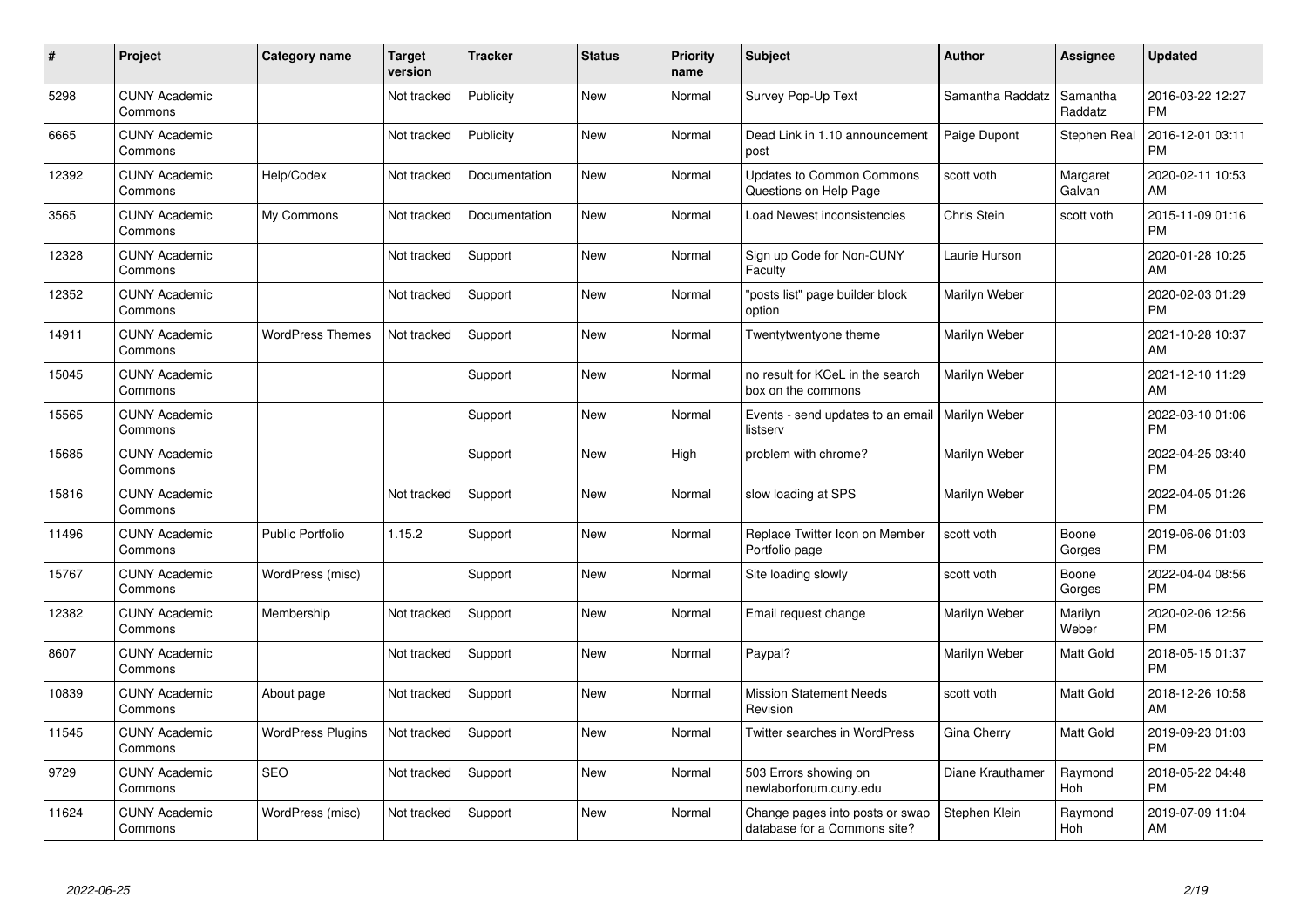| # | Project | Category name | Target version | Tracker | Status | Priority name | Subject | Author | Assignee | Updated |
|---|---|---|---|---|---|---|---|---|---|---|
| 5298 | CUNY Academic Commons | | Not tracked | Publicity | New | Normal | Survey Pop-Up Text | Samantha Raddatz | Samantha Raddatz | 2016-03-22 12:27 PM |
| 6665 | CUNY Academic Commons | | Not tracked | Publicity | New | Normal | Dead Link in 1.10 announcement post | Paige Dupont | Stephen Real | 2016-12-01 03:11 PM |
| 12392 | CUNY Academic Commons | Help/Codex | Not tracked | Documentation | New | Normal | Updates to Common Commons Questions on Help Page | scott voth | Margaret Galvan | 2020-02-11 10:53 AM |
| 3565 | CUNY Academic Commons | My Commons | Not tracked | Documentation | New | Normal | Load Newest inconsistencies | Chris Stein | scott voth | 2015-11-09 01:16 PM |
| 12328 | CUNY Academic Commons | | Not tracked | Support | New | Normal | Sign up Code for Non-CUNY Faculty | Laurie Hurson | | 2020-01-28 10:25 AM |
| 12352 | CUNY Academic Commons | | Not tracked | Support | New | Normal | "posts list" page builder block option | Marilyn Weber | | 2020-02-03 01:29 PM |
| 14911 | CUNY Academic Commons | WordPress Themes | Not tracked | Support | New | Normal | Twentytwentyone theme | Marilyn Weber | | 2021-10-28 10:37 AM |
| 15045 | CUNY Academic Commons | | | Support | New | Normal | no result for KCeL in the search box on the commons | Marilyn Weber | | 2021-12-10 11:29 AM |
| 15565 | CUNY Academic Commons | | | Support | New | Normal | Events - send updates to an email listserv | Marilyn Weber | | 2022-03-10 01:06 PM |
| 15685 | CUNY Academic Commons | | | Support | New | High | problem with chrome? | Marilyn Weber | | 2022-04-25 03:40 PM |
| 15816 | CUNY Academic Commons | | Not tracked | Support | New | Normal | slow loading at SPS | Marilyn Weber | | 2022-04-05 01:26 PM |
| 11496 | CUNY Academic Commons | Public Portfolio | 1.15.2 | Support | New | Normal | Replace Twitter Icon on Member Portfolio page | scott voth | Boone Gorges | 2019-06-06 01:03 PM |
| 15767 | CUNY Academic Commons | WordPress (misc) | | Support | New | Normal | Site loading slowly | scott voth | Boone Gorges | 2022-04-04 08:56 PM |
| 12382 | CUNY Academic Commons | Membership | Not tracked | Support | New | Normal | Email request change | Marilyn Weber | Marilyn Weber | 2020-02-06 12:56 PM |
| 8607 | CUNY Academic Commons | | Not tracked | Support | New | Normal | Paypal? | Marilyn Weber | Matt Gold | 2018-05-15 01:37 PM |
| 10839 | CUNY Academic Commons | About page | Not tracked | Support | New | Normal | Mission Statement Needs Revision | scott voth | Matt Gold | 2018-12-26 10:58 AM |
| 11545 | CUNY Academic Commons | WordPress Plugins | Not tracked | Support | New | Normal | Twitter searches in WordPress | Gina Cherry | Matt Gold | 2019-09-23 01:03 PM |
| 9729 | CUNY Academic Commons | SEO | Not tracked | Support | New | Normal | 503 Errors showing on newlaborforum.cuny.edu | Diane Krauthamer | Raymond Hoh | 2018-05-22 04:48 PM |
| 11624 | CUNY Academic Commons | WordPress (misc) | Not tracked | Support | New | Normal | Change pages into posts or swap database for a Commons site? | Stephen Klein | Raymond Hoh | 2019-07-09 11:04 AM |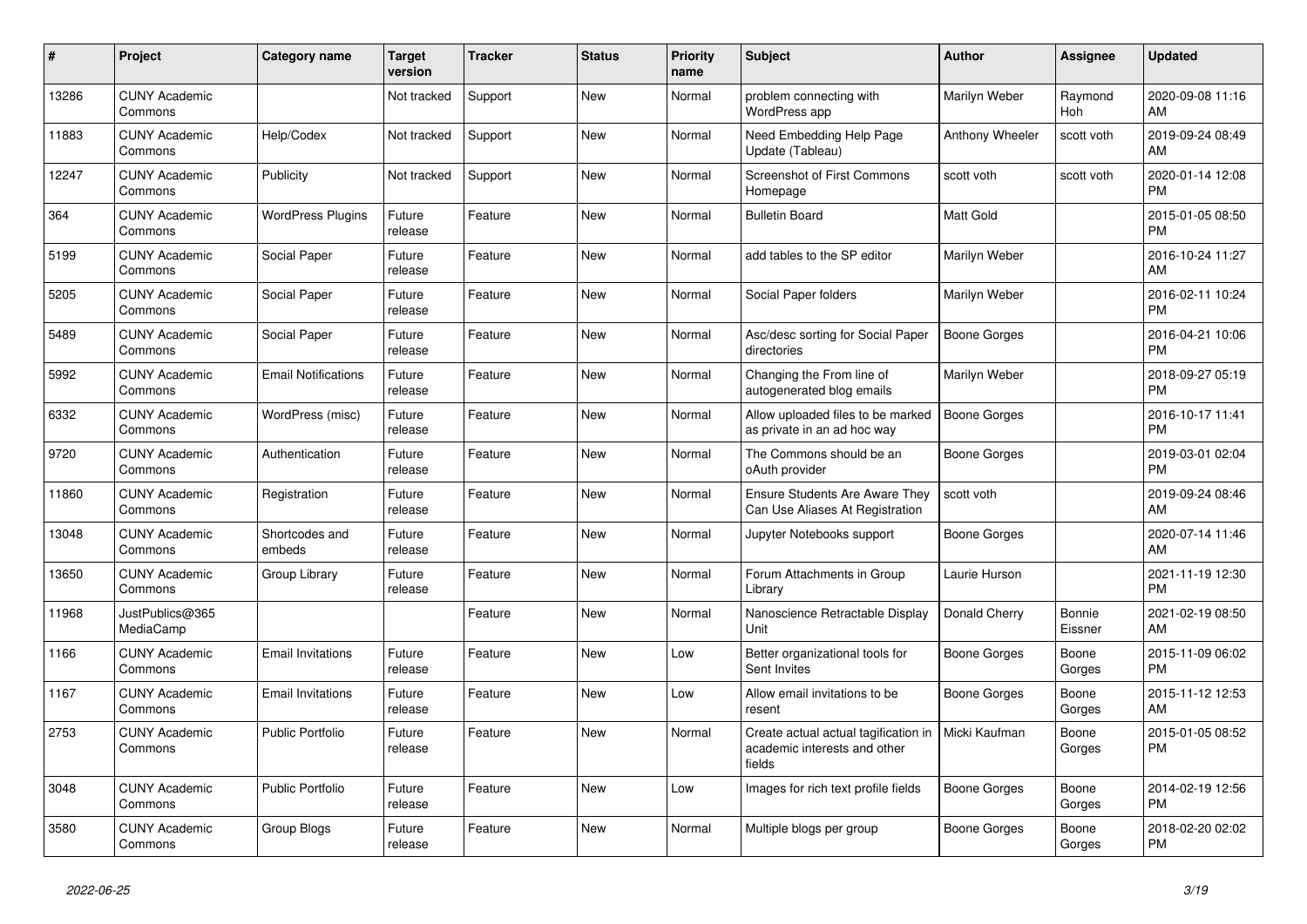| # | Project | Category name | Target version | Tracker | Status | Priority name | Subject | Author | Assignee | Updated |
|---|---|---|---|---|---|---|---|---|---|---|
| 13286 | CUNY Academic Commons | | Not tracked | Support | New | Normal | problem connecting with WordPress app | Marilyn Weber | Raymond Hoh | 2020-09-08 11:16 AM |
| 11883 | CUNY Academic Commons | Help/Codex | Not tracked | Support | New | Normal | Need Embedding Help Page Update (Tableau) | Anthony Wheeler | scott voth | 2019-09-24 08:49 AM |
| 12247 | CUNY Academic Commons | Publicity | Not tracked | Support | New | Normal | Screenshot of First Commons Homepage | scott voth | scott voth | 2020-01-14 12:08 PM |
| 364 | CUNY Academic Commons | WordPress Plugins | Future release | Feature | New | Normal | Bulletin Board | Matt Gold | | 2015-01-05 08:50 PM |
| 5199 | CUNY Academic Commons | Social Paper | Future release | Feature | New | Normal | add tables to the SP editor | Marilyn Weber | | 2016-10-24 11:27 AM |
| 5205 | CUNY Academic Commons | Social Paper | Future release | Feature | New | Normal | Social Paper folders | Marilyn Weber | | 2016-02-11 10:24 PM |
| 5489 | CUNY Academic Commons | Social Paper | Future release | Feature | New | Normal | Asc/desc sorting for Social Paper directories | Boone Gorges | | 2016-04-21 10:06 PM |
| 5992 | CUNY Academic Commons | Email Notifications | Future release | Feature | New | Normal | Changing the From line of autogenerated blog emails | Marilyn Weber | | 2018-09-27 05:19 PM |
| 6332 | CUNY Academic Commons | WordPress (misc) | Future release | Feature | New | Normal | Allow uploaded files to be marked as private in an ad hoc way | Boone Gorges | | 2016-10-17 11:41 PM |
| 9720 | CUNY Academic Commons | Authentication | Future release | Feature | New | Normal | The Commons should be an oAuth provider | Boone Gorges | | 2019-03-01 02:04 PM |
| 11860 | CUNY Academic Commons | Registration | Future release | Feature | New | Normal | Ensure Students Are Aware They Can Use Aliases At Registration | scott voth | | 2019-09-24 08:46 AM |
| 13048 | CUNY Academic Commons | Shortcodes and embeds | Future release | Feature | New | Normal | Jupyter Notebooks support | Boone Gorges | | 2020-07-14 11:46 AM |
| 13650 | CUNY Academic Commons | Group Library | Future release | Feature | New | Normal | Forum Attachments in Group Library | Laurie Hurson | | 2021-11-19 12:30 PM |
| 11968 | JustPublics@365 MediaCamp | | | Feature | New | Normal | Nanoscience Retractable Display Unit | Donald Cherry | Bonnie Eissner | 2021-02-19 08:50 AM |
| 1166 | CUNY Academic Commons | Email Invitations | Future release | Feature | New | Low | Better organizational tools for Sent Invites | Boone Gorges | Boone Gorges | 2015-11-09 06:02 PM |
| 1167 | CUNY Academic Commons | Email Invitations | Future release | Feature | New | Low | Allow email invitations to be resent | Boone Gorges | Boone Gorges | 2015-11-12 12:53 AM |
| 2753 | CUNY Academic Commons | Public Portfolio | Future release | Feature | New | Normal | Create actual actual tagification in academic interests and other fields | Micki Kaufman | Boone Gorges | 2015-01-05 08:52 PM |
| 3048 | CUNY Academic Commons | Public Portfolio | Future release | Feature | New | Low | Images for rich text profile fields | Boone Gorges | Boone Gorges | 2014-02-19 12:56 PM |
| 3580 | CUNY Academic Commons | Group Blogs | Future release | Feature | New | Normal | Multiple blogs per group | Boone Gorges | Boone Gorges | 2018-02-20 02:02 PM |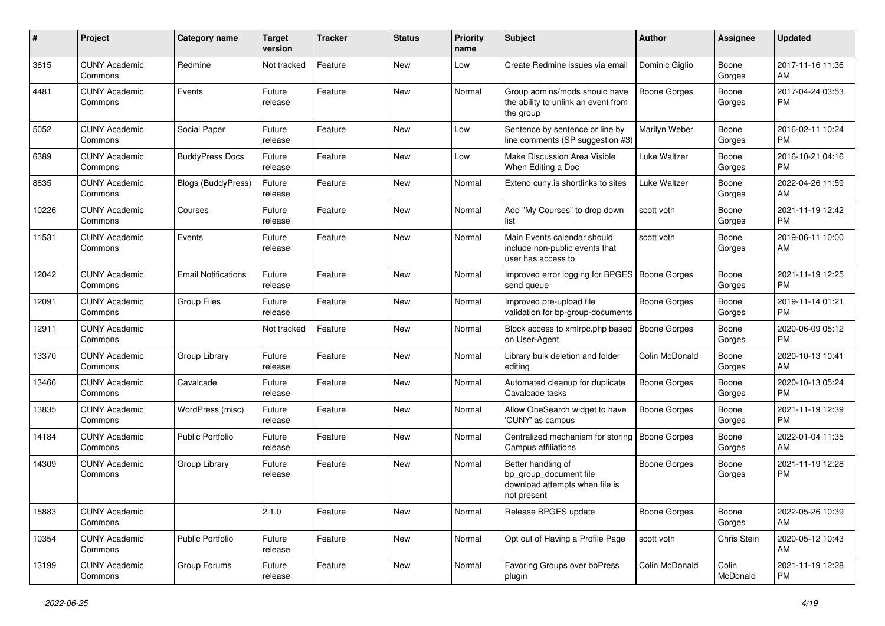| # | Project | Category name | Target version | Tracker | Status | Priority name | Subject | Author | Assignee | Updated |
|---|---|---|---|---|---|---|---|---|---|---|
| 3615 | CUNY Academic Commons | Redmine | Not tracked | Feature | New | Low | Create Redmine issues via email | Dominic Giglio | Boone Gorges | 2017-11-16 11:36 AM |
| 4481 | CUNY Academic Commons | Events | Future release | Feature | New | Normal | Group admins/mods should have the ability to unlink an event from the group | Boone Gorges | Boone Gorges | 2017-04-24 03:53 PM |
| 5052 | CUNY Academic Commons | Social Paper | Future release | Feature | New | Low | Sentence by sentence or line by line comments (SP suggestion #3) | Marilyn Weber | Boone Gorges | 2016-02-11 10:24 PM |
| 6389 | CUNY Academic Commons | BuddyPress Docs | Future release | Feature | New | Low | Make Discussion Area Visible When Editing a Doc | Luke Waltzer | Boone Gorges | 2016-10-21 04:16 PM |
| 8835 | CUNY Academic Commons | Blogs (BuddyPress) | Future release | Feature | New | Normal | Extend cuny.is shortlinks to sites | Luke Waltzer | Boone Gorges | 2022-04-26 11:59 AM |
| 10226 | CUNY Academic Commons | Courses | Future release | Feature | New | Normal | Add "My Courses" to drop down list | scott voth | Boone Gorges | 2021-11-19 12:42 PM |
| 11531 | CUNY Academic Commons | Events | Future release | Feature | New | Normal | Main Events calendar should include non-public events that user has access to | scott voth | Boone Gorges | 2019-06-11 10:00 AM |
| 12042 | CUNY Academic Commons | Email Notifications | Future release | Feature | New | Normal | Improved error logging for BPGES send queue | Boone Gorges | Boone Gorges | 2021-11-19 12:25 PM |
| 12091 | CUNY Academic Commons | Group Files | Future release | Feature | New | Normal | Improved pre-upload file validation for bp-group-documents | Boone Gorges | Boone Gorges | 2019-11-14 01:21 PM |
| 12911 | CUNY Academic Commons | | Not tracked | Feature | New | Normal | Block access to xmlrpc.php based on User-Agent | Boone Gorges | Boone Gorges | 2020-06-09 05:12 PM |
| 13370 | CUNY Academic Commons | Group Library | Future release | Feature | New | Normal | Library bulk deletion and folder editing | Colin McDonald | Boone Gorges | 2020-10-13 10:41 AM |
| 13466 | CUNY Academic Commons | Cavalcade | Future release | Feature | New | Normal | Automated cleanup for duplicate Cavalcade tasks | Boone Gorges | Boone Gorges | 2020-10-13 05:24 PM |
| 13835 | CUNY Academic Commons | WordPress (misc) | Future release | Feature | New | Normal | Allow OneSearch widget to have 'CUNY' as campus | Boone Gorges | Boone Gorges | 2021-11-19 12:39 PM |
| 14184 | CUNY Academic Commons | Public Portfolio | Future release | Feature | New | Normal | Centralized mechanism for storing Campus affiliations | Boone Gorges | Boone Gorges | 2022-01-04 11:35 AM |
| 14309 | CUNY Academic Commons | Group Library | Future release | Feature | New | Normal | Better handling of bp_group_document file download attempts when file is not present | Boone Gorges | Boone Gorges | 2021-11-19 12:28 PM |
| 15883 | CUNY Academic Commons | | 2.1.0 | Feature | New | Normal | Release BPGES update | Boone Gorges | Boone Gorges | 2022-05-26 10:39 AM |
| 10354 | CUNY Academic Commons | Public Portfolio | Future release | Feature | New | Normal | Opt out of Having a Profile Page | scott voth | Chris Stein | 2020-05-12 10:43 AM |
| 13199 | CUNY Academic Commons | Group Forums | Future release | Feature | New | Normal | Favoring Groups over bbPress plugin | Colin McDonald | Colin McDonald | 2021-11-19 12:28 PM |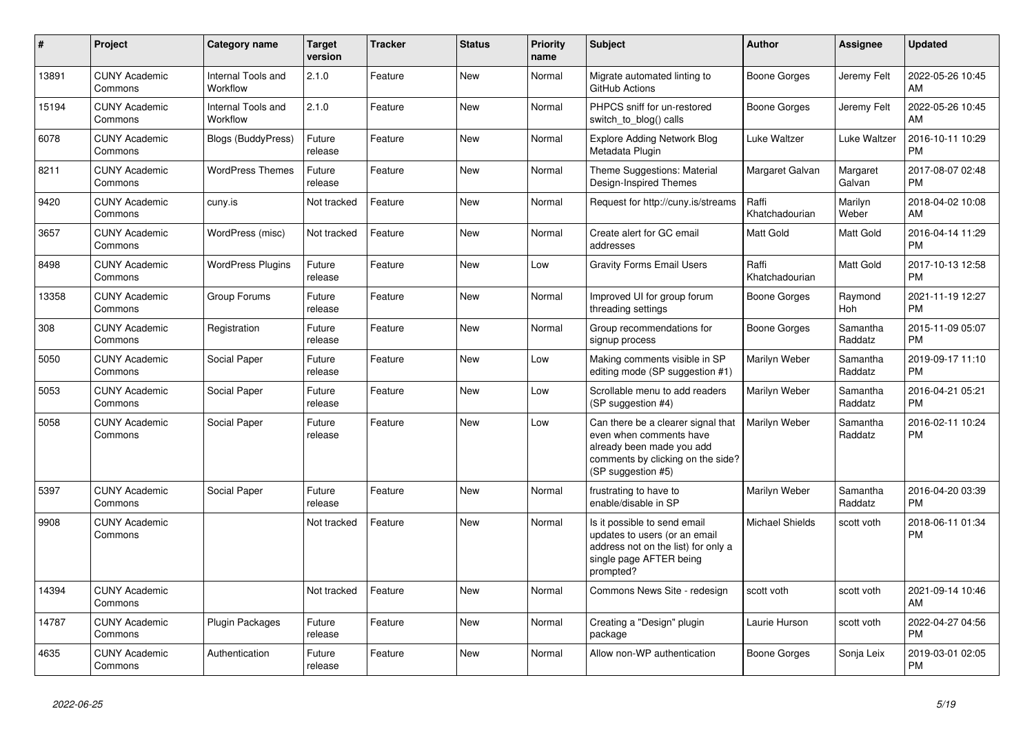| # | Project | Category name | Target version | Tracker | Status | Priority name | Subject | Author | Assignee | Updated |
|---|---|---|---|---|---|---|---|---|---|---|
| 13891 | CUNY Academic Commons | Internal Tools and Workflow | 2.1.0 | Feature | New | Normal | Migrate automated linting to GitHub Actions | Boone Gorges | Jeremy Felt | 2022-05-26 10:45 AM |
| 15194 | CUNY Academic Commons | Internal Tools and Workflow | 2.1.0 | Feature | New | Normal | PHPCS sniff for un-restored switch_to_blog() calls | Boone Gorges | Jeremy Felt | 2022-05-26 10:45 AM |
| 6078 | CUNY Academic Commons | Blogs (BuddyPress) | Future release | Feature | New | Normal | Explore Adding Network Blog Metadata Plugin | Luke Waltzer | Luke Waltzer | 2016-10-11 10:29 PM |
| 8211 | CUNY Academic Commons | WordPress Themes | Future release | Feature | New | Normal | Theme Suggestions: Material Design-Inspired Themes | Margaret Galvan | Margaret Galvan | 2017-08-07 02:48 PM |
| 9420 | CUNY Academic Commons | cuny.is | Not tracked | Feature | New | Normal | Request for http://cuny.is/streams | Raffi Khatchadourian | Marilyn Weber | 2018-04-02 10:08 AM |
| 3657 | CUNY Academic Commons | WordPress (misc) | Not tracked | Feature | New | Normal | Create alert for GC email addresses | Matt Gold | Matt Gold | 2016-04-14 11:29 PM |
| 8498 | CUNY Academic Commons | WordPress Plugins | Future release | Feature | New | Low | Gravity Forms Email Users | Raffi Khatchadourian | Matt Gold | 2017-10-13 12:58 PM |
| 13358 | CUNY Academic Commons | Group Forums | Future release | Feature | New | Normal | Improved UI for group forum threading settings | Boone Gorges | Raymond Hoh | 2021-11-19 12:27 PM |
| 308 | CUNY Academic Commons | Registration | Future release | Feature | New | Normal | Group recommendations for signup process | Boone Gorges | Samantha Raddatz | 2015-11-09 05:07 PM |
| 5050 | CUNY Academic Commons | Social Paper | Future release | Feature | New | Low | Making comments visible in SP editing mode (SP suggestion #1) | Marilyn Weber | Samantha Raddatz | 2019-09-17 11:10 PM |
| 5053 | CUNY Academic Commons | Social Paper | Future release | Feature | New | Low | Scrollable menu to add readers (SP suggestion #4) | Marilyn Weber | Samantha Raddatz | 2016-04-21 05:21 PM |
| 5058 | CUNY Academic Commons | Social Paper | Future release | Feature | New | Low | Can there be a clearer signal that even when comments have already been made you add comments by clicking on the side? (SP suggestion #5) | Marilyn Weber | Samantha Raddatz | 2016-02-11 10:24 PM |
| 5397 | CUNY Academic Commons | Social Paper | Future release | Feature | New | Normal | frustrating to have to enable/disable in SP | Marilyn Weber | Samantha Raddatz | 2016-04-20 03:39 PM |
| 9908 | CUNY Academic Commons | | Not tracked | Feature | New | Normal | Is it possible to send email updates to users (or an email address not on the list) for only a single page AFTER being prompted? | Michael Shields | scott voth | 2018-06-11 01:34 PM |
| 14394 | CUNY Academic Commons | | Not tracked | Feature | New | Normal | Commons News Site - redesign | scott voth | scott voth | 2021-09-14 10:46 AM |
| 14787 | CUNY Academic Commons | Plugin Packages | Future release | Feature | New | Normal | Creating a "Design" plugin package | Laurie Hurson | scott voth | 2022-04-27 04:56 PM |
| 4635 | CUNY Academic Commons | Authentication | Future release | Feature | New | Normal | Allow non-WP authentication | Boone Gorges | Sonja Leix | 2019-03-01 02:05 PM |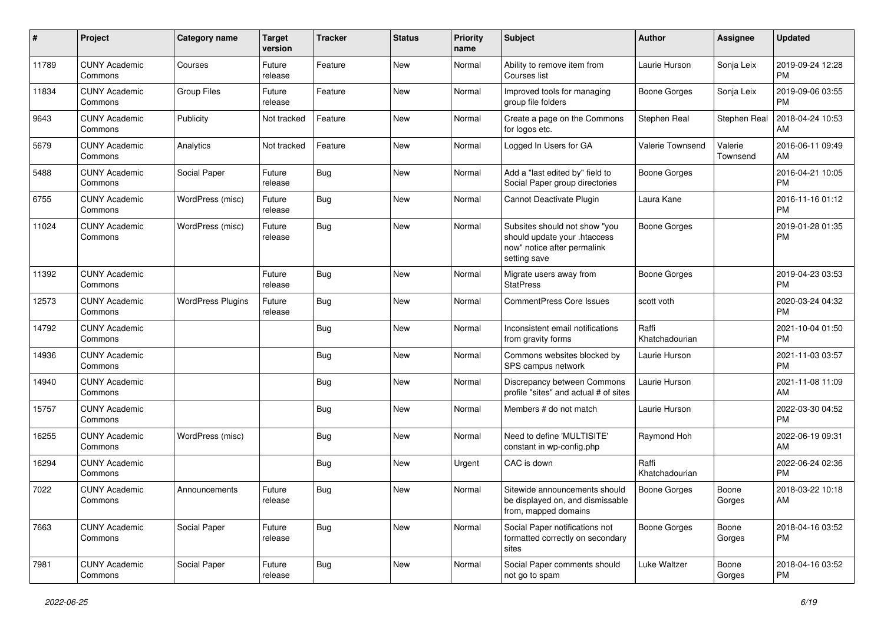| # | Project | Category name | Target version | Tracker | Status | Priority name | Subject | Author | Assignee | Updated |
|---|---|---|---|---|---|---|---|---|---|---|
| 11789 | CUNY Academic Commons | Courses | Future release | Feature | New | Normal | Ability to remove item from Courses list | Laurie Hurson | Sonja Leix | 2019-09-24 12:28 PM |
| 11834 | CUNY Academic Commons | Group Files | Future release | Feature | New | Normal | Improved tools for managing group file folders | Boone Gorges | Sonja Leix | 2019-09-06 03:55 PM |
| 9643 | CUNY Academic Commons | Publicity | Not tracked | Feature | New | Normal | Create a page on the Commons for logos etc. | Stephen Real | Stephen Real | 2018-04-24 10:53 AM |
| 5679 | CUNY Academic Commons | Analytics | Not tracked | Feature | New | Normal | Logged In Users for GA | Valerie Townsend | Valerie Townsend | 2016-06-11 09:49 AM |
| 5488 | CUNY Academic Commons | Social Paper | Future release | Bug | New | Normal | Add a "last edited by" field to Social Paper group directories | Boone Gorges | | 2016-04-21 10:05 PM |
| 6755 | CUNY Academic Commons | WordPress (misc) | Future release | Bug | New | Normal | Cannot Deactivate Plugin | Laura Kane | | 2016-11-16 01:12 PM |
| 11024 | CUNY Academic Commons | WordPress (misc) | Future release | Bug | New | Normal | Subsites should not show "you should update your .htaccess now" notice after permalink setting save | Boone Gorges | | 2019-01-28 01:35 PM |
| 11392 | CUNY Academic Commons | | Future release | Bug | New | Normal | Migrate users away from StatPress | Boone Gorges | | 2019-04-23 03:53 PM |
| 12573 | CUNY Academic Commons | WordPress Plugins | Future release | Bug | New | Normal | CommentPress Core Issues | scott voth | | 2020-03-24 04:32 PM |
| 14792 | CUNY Academic Commons | | | Bug | New | Normal | Inconsistent email notifications from gravity forms | Raffi Khatchadourian | | 2021-10-04 01:50 PM |
| 14936 | CUNY Academic Commons | | | Bug | New | Normal | Commons websites blocked by SPS campus network | Laurie Hurson | | 2021-11-03 03:57 PM |
| 14940 | CUNY Academic Commons | | | Bug | New | Normal | Discrepancy between Commons profile "sites" and actual # of sites | Laurie Hurson | | 2021-11-08 11:09 AM |
| 15757 | CUNY Academic Commons | | | Bug | New | Normal | Members # do not match | Laurie Hurson | | 2022-03-30 04:52 PM |
| 16255 | CUNY Academic Commons | WordPress (misc) | | Bug | New | Normal | Need to define 'MULTISITE' constant in wp-config.php | Raymond Hoh | | 2022-06-19 09:31 AM |
| 16294 | CUNY Academic Commons | | | Bug | New | Urgent | CAC is down | Raffi Khatchadourian | | 2022-06-24 02:36 PM |
| 7022 | CUNY Academic Commons | Announcements | Future release | Bug | New | Normal | Sitewide announcements should be displayed on, and dismissable from, mapped domains | Boone Gorges | Boone Gorges | 2018-03-22 10:18 AM |
| 7663 | CUNY Academic Commons | Social Paper | Future release | Bug | New | Normal | Social Paper notifications not formatted correctly on secondary sites | Boone Gorges | Boone Gorges | 2018-04-16 03:52 PM |
| 7981 | CUNY Academic Commons | Social Paper | Future release | Bug | New | Normal | Social Paper comments should not go to spam | Luke Waltzer | Boone Gorges | 2018-04-16 03:52 PM |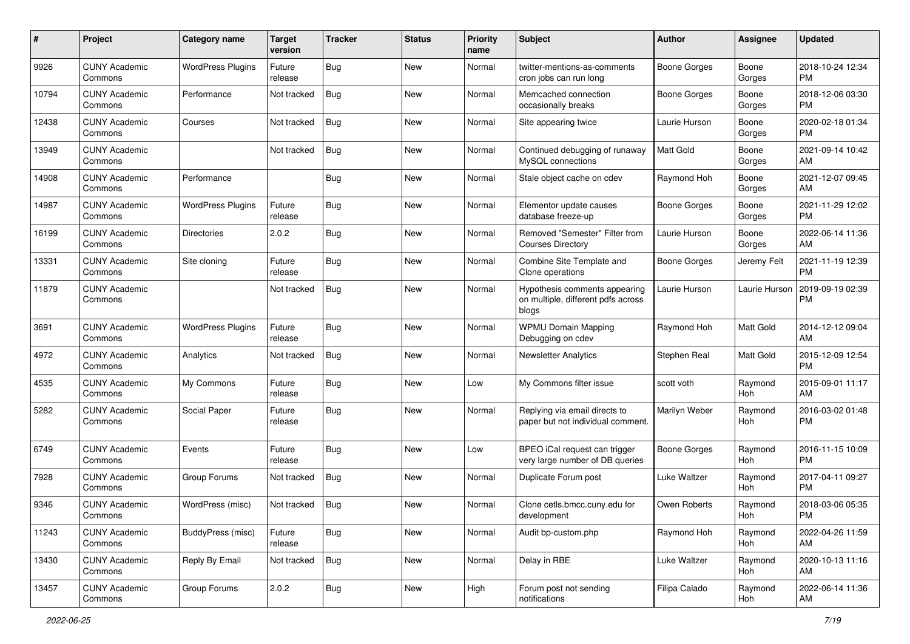| # | Project | Category name | Target version | Tracker | Status | Priority name | Subject | Author | Assignee | Updated |
|---|---|---|---|---|---|---|---|---|---|---|
| 9926 | CUNY Academic Commons | WordPress Plugins | Future release | Bug | New | Normal | twitter-mentions-as-comments cron jobs can run long | Boone Gorges | Boone Gorges | 2018-10-24 12:34 PM |
| 10794 | CUNY Academic Commons | Performance | Not tracked | Bug | New | Normal | Memcached connection occasionally breaks | Boone Gorges | Boone Gorges | 2018-12-06 03:30 PM |
| 12438 | CUNY Academic Commons | Courses | Not tracked | Bug | New | Normal | Site appearing twice | Laurie Hurson | Boone Gorges | 2020-02-18 01:34 PM |
| 13949 | CUNY Academic Commons | | Not tracked | Bug | New | Normal | Continued debugging of runaway MySQL connections | Matt Gold | Boone Gorges | 2021-09-14 10:42 AM |
| 14908 | CUNY Academic Commons | Performance | | Bug | New | Normal | Stale object cache on cdev | Raymond Hoh | Boone Gorges | 2021-12-07 09:45 AM |
| 14987 | CUNY Academic Commons | WordPress Plugins | Future release | Bug | New | Normal | Elementor update causes database freeze-up | Boone Gorges | Boone Gorges | 2021-11-29 12:02 PM |
| 16199 | CUNY Academic Commons | Directories | 2.0.2 | Bug | New | Normal | Removed "Semester" Filter from Courses Directory | Laurie Hurson | Boone Gorges | 2022-06-14 11:36 AM |
| 13331 | CUNY Academic Commons | Site cloning | Future release | Bug | New | Normal | Combine Site Template and Clone operations | Boone Gorges | Jeremy Felt | 2021-11-19 12:39 PM |
| 11879 | CUNY Academic Commons | | Not tracked | Bug | New | Normal | Hypothesis comments appearing on multiple, different pdfs across blogs | Laurie Hurson | Laurie Hurson | 2019-09-19 02:39 PM |
| 3691 | CUNY Academic Commons | WordPress Plugins | Future release | Bug | New | Normal | WPMU Domain Mapping Debugging on cdev | Raymond Hoh | Matt Gold | 2014-12-12 09:04 AM |
| 4972 | CUNY Academic Commons | Analytics | Not tracked | Bug | New | Normal | Newsletter Analytics | Stephen Real | Matt Gold | 2015-12-09 12:54 PM |
| 4535 | CUNY Academic Commons | My Commons | Future release | Bug | New | Low | My Commons filter issue | scott voth | Raymond Hoh | 2015-09-01 11:17 AM |
| 5282 | CUNY Academic Commons | Social Paper | Future release | Bug | New | Normal | Replying via email directs to paper but not individual comment. | Marilyn Weber | Raymond Hoh | 2016-03-02 01:48 PM |
| 6749 | CUNY Academic Commons | Events | Future release | Bug | New | Low | BPEO iCal request can trigger very large number of DB queries | Boone Gorges | Raymond Hoh | 2016-11-15 10:09 PM |
| 7928 | CUNY Academic Commons | Group Forums | Not tracked | Bug | New | Normal | Duplicate Forum post | Luke Waltzer | Raymond Hoh | 2017-04-11 09:27 PM |
| 9346 | CUNY Academic Commons | WordPress (misc) | Not tracked | Bug | New | Normal | Clone cetls.bmcc.cuny.edu for development | Owen Roberts | Raymond Hoh | 2018-03-06 05:35 PM |
| 11243 | CUNY Academic Commons | BuddyPress (misc) | Future release | Bug | New | Normal | Audit bp-custom.php | Raymond Hoh | Raymond Hoh | 2022-04-26 11:59 AM |
| 13430 | CUNY Academic Commons | Reply By Email | Not tracked | Bug | New | Normal | Delay in RBE | Luke Waltzer | Raymond Hoh | 2020-10-13 11:16 AM |
| 13457 | CUNY Academic Commons | Group Forums | 2.0.2 | Bug | New | High | Forum post not sending notifications | Filipa Calado | Raymond Hoh | 2022-06-14 11:36 AM |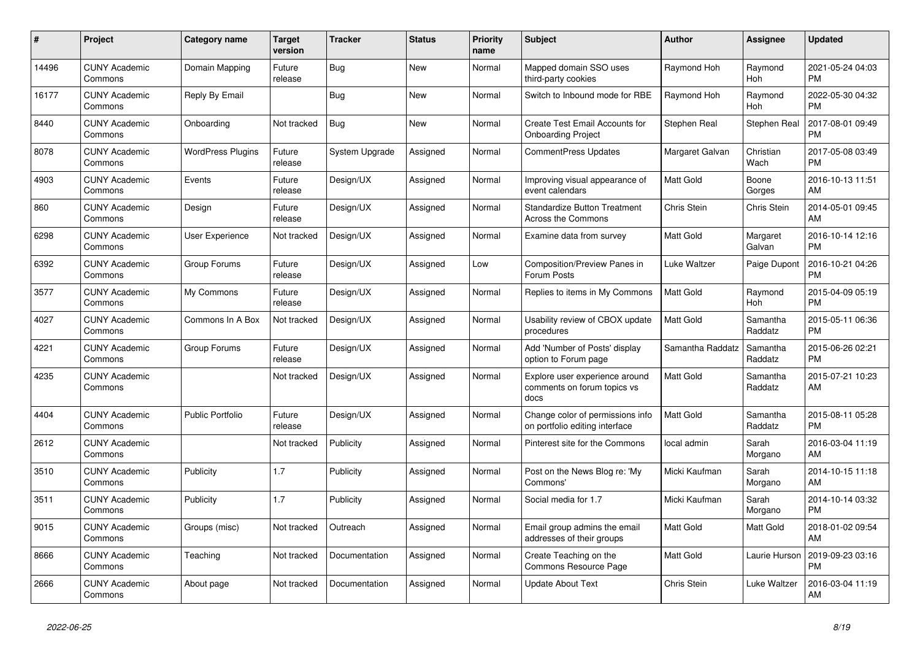| # | Project | Category name | Target version | Tracker | Status | Priority name | Subject | Author | Assignee | Updated |
|---|---|---|---|---|---|---|---|---|---|---|
| 14496 | CUNY Academic Commons | Domain Mapping | Future release | Bug | New | Normal | Mapped domain SSO uses third-party cookies | Raymond Hoh | Raymond Hoh | 2021-05-24 04:03 PM |
| 16177 | CUNY Academic Commons | Reply By Email | | Bug | New | Normal | Switch to Inbound mode for RBE | Raymond Hoh | Raymond Hoh | 2022-05-30 04:32 PM |
| 8440 | CUNY Academic Commons | Onboarding | Not tracked | Bug | New | Normal | Create Test Email Accounts for Onboarding Project | Stephen Real | Stephen Real | 2017-08-01 09:49 PM |
| 8078 | CUNY Academic Commons | WordPress Plugins | Future release | System Upgrade | Assigned | Normal | CommentPress Updates | Margaret Galvan | Christian Wach | 2017-05-08 03:49 PM |
| 4903 | CUNY Academic Commons | Events | Future release | Design/UX | Assigned | Normal | Improving visual appearance of event calendars | Matt Gold | Boone Gorges | 2016-10-13 11:51 AM |
| 860 | CUNY Academic Commons | Design | Future release | Design/UX | Assigned | Normal | Standardize Button Treatment Across the Commons | Chris Stein | Chris Stein | 2014-05-01 09:45 AM |
| 6298 | CUNY Academic Commons | User Experience | Not tracked | Design/UX | Assigned | Normal | Examine data from survey | Matt Gold | Margaret Galvan | 2016-10-14 12:16 PM |
| 6392 | CUNY Academic Commons | Group Forums | Future release | Design/UX | Assigned | Low | Composition/Preview Panes in Forum Posts | Luke Waltzer | Paige Dupont | 2016-10-21 04:26 PM |
| 3577 | CUNY Academic Commons | My Commons | Future release | Design/UX | Assigned | Normal | Replies to items in My Commons | Matt Gold | Raymond Hoh | 2015-04-09 05:19 PM |
| 4027 | CUNY Academic Commons | Commons In A Box | Not tracked | Design/UX | Assigned | Normal | Usability review of CBOX update procedures | Matt Gold | Samantha Raddatz | 2015-05-11 06:36 PM |
| 4221 | CUNY Academic Commons | Group Forums | Future release | Design/UX | Assigned | Normal | Add 'Number of Posts' display option to Forum page | Samantha Raddatz | Samantha Raddatz | 2015-06-26 02:21 PM |
| 4235 | CUNY Academic Commons | | Not tracked | Design/UX | Assigned | Normal | Explore user experience around comments on forum topics vs docs | Matt Gold | Samantha Raddatz | 2015-07-21 10:23 AM |
| 4404 | CUNY Academic Commons | Public Portfolio | Future release | Design/UX | Assigned | Normal | Change color of permissions info on portfolio editing interface | Matt Gold | Samantha Raddatz | 2015-08-11 05:28 PM |
| 2612 | CUNY Academic Commons | | Not tracked | Publicity | Assigned | Normal | Pinterest site for the Commons | local admin | Sarah Morgano | 2016-03-04 11:19 AM |
| 3510 | CUNY Academic Commons | Publicity | 1.7 | Publicity | Assigned | Normal | Post on the News Blog re: 'My Commons' | Micki Kaufman | Sarah Morgano | 2014-10-15 11:18 AM |
| 3511 | CUNY Academic Commons | Publicity | 1.7 | Publicity | Assigned | Normal | Social media for 1.7 | Micki Kaufman | Sarah Morgano | 2014-10-14 03:32 PM |
| 9015 | CUNY Academic Commons | Groups (misc) | Not tracked | Outreach | Assigned | Normal | Email group admins the email addresses of their groups | Matt Gold | Matt Gold | 2018-01-02 09:54 AM |
| 8666 | CUNY Academic Commons | Teaching | Not tracked | Documentation | Assigned | Normal | Create Teaching on the Commons Resource Page | Matt Gold | Laurie Hurson | 2019-09-23 03:16 PM |
| 2666 | CUNY Academic Commons | About page | Not tracked | Documentation | Assigned | Normal | Update About Text | Chris Stein | Luke Waltzer | 2016-03-04 11:19 AM |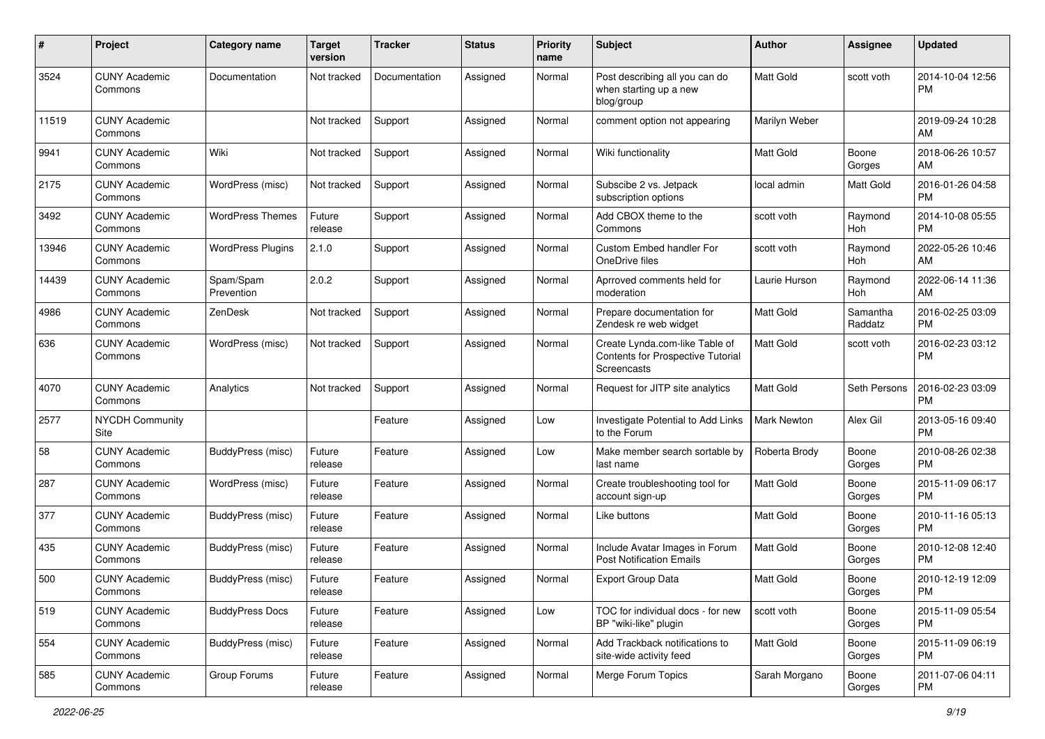| # | Project | Category name | Target version | Tracker | Status | Priority name | Subject | Author | Assignee | Updated |
|---|---|---|---|---|---|---|---|---|---|---|
| 3524 | CUNY Academic Commons | Documentation | Not tracked | Documentation | Assigned | Normal | Post describing all you can do when starting up a new blog/group | Matt Gold | scott voth | 2014-10-04 12:56 PM |
| 11519 | CUNY Academic Commons | | Not tracked | Support | Assigned | Normal | comment option not appearing | Marilyn Weber | | 2019-09-24 10:28 AM |
| 9941 | CUNY Academic Commons | Wiki | Not tracked | Support | Assigned | Normal | Wiki functionality | Matt Gold | Boone Gorges | 2018-06-26 10:57 AM |
| 2175 | CUNY Academic Commons | WordPress (misc) | Not tracked | Support | Assigned | Normal | Subscibe 2 vs. Jetpack subscription options | local admin | Matt Gold | 2016-01-26 04:58 PM |
| 3492 | CUNY Academic Commons | WordPress Themes | Future release | Support | Assigned | Normal | Add CBOX theme to the Commons | scott voth | Raymond Hoh | 2014-10-08 05:55 PM |
| 13946 | CUNY Academic Commons | WordPress Plugins | 2.1.0 | Support | Assigned | Normal | Custom Embed handler For OneDrive files | scott voth | Raymond Hoh | 2022-05-26 10:46 AM |
| 14439 | CUNY Academic Commons | Spam/Spam Prevention | 2.0.2 | Support | Assigned | Normal | Aprroved comments held for moderation | Laurie Hurson | Raymond Hoh | 2022-06-14 11:36 AM |
| 4986 | CUNY Academic Commons | ZenDesk | Not tracked | Support | Assigned | Normal | Prepare documentation for Zendesk re web widget | Matt Gold | Samantha Raddatz | 2016-02-25 03:09 PM |
| 636 | CUNY Academic Commons | WordPress (misc) | Not tracked | Support | Assigned | Normal | Create Lynda.com-like Table of Contents for Prospective Tutorial Screencasts | Matt Gold | scott voth | 2016-02-23 03:12 PM |
| 4070 | CUNY Academic Commons | Analytics | Not tracked | Support | Assigned | Normal | Request for JITP site analytics | Matt Gold | Seth Persons | 2016-02-23 03:09 PM |
| 2577 | NYCDH Community Site | | | Feature | Assigned | Low | Investigate Potential to Add Links to the Forum | Mark Newton | Alex Gil | 2013-05-16 09:40 PM |
| 58 | CUNY Academic Commons | BuddyPress (misc) | Future release | Feature | Assigned | Low | Make member search sortable by last name | Roberta Brody | Boone Gorges | 2010-08-26 02:38 PM |
| 287 | CUNY Academic Commons | WordPress (misc) | Future release | Feature | Assigned | Normal | Create troubleshooting tool for account sign-up | Matt Gold | Boone Gorges | 2015-11-09 06:17 PM |
| 377 | CUNY Academic Commons | BuddyPress (misc) | Future release | Feature | Assigned | Normal | Like buttons | Matt Gold | Boone Gorges | 2010-11-16 05:13 PM |
| 435 | CUNY Academic Commons | BuddyPress (misc) | Future release | Feature | Assigned | Normal | Include Avatar Images in Forum Post Notification Emails | Matt Gold | Boone Gorges | 2010-12-08 12:40 PM |
| 500 | CUNY Academic Commons | BuddyPress (misc) | Future release | Feature | Assigned | Normal | Export Group Data | Matt Gold | Boone Gorges | 2010-12-19 12:09 PM |
| 519 | CUNY Academic Commons | BuddyPress Docs | Future release | Feature | Assigned | Low | TOC for individual docs - for new BP "wiki-like" plugin | scott voth | Boone Gorges | 2015-11-09 05:54 PM |
| 554 | CUNY Academic Commons | BuddyPress (misc) | Future release | Feature | Assigned | Normal | Add Trackback notifications to site-wide activity feed | Matt Gold | Boone Gorges | 2015-11-09 06:19 PM |
| 585 | CUNY Academic Commons | Group Forums | Future release | Feature | Assigned | Normal | Merge Forum Topics | Sarah Morgano | Boone Gorges | 2011-07-06 04:11 PM |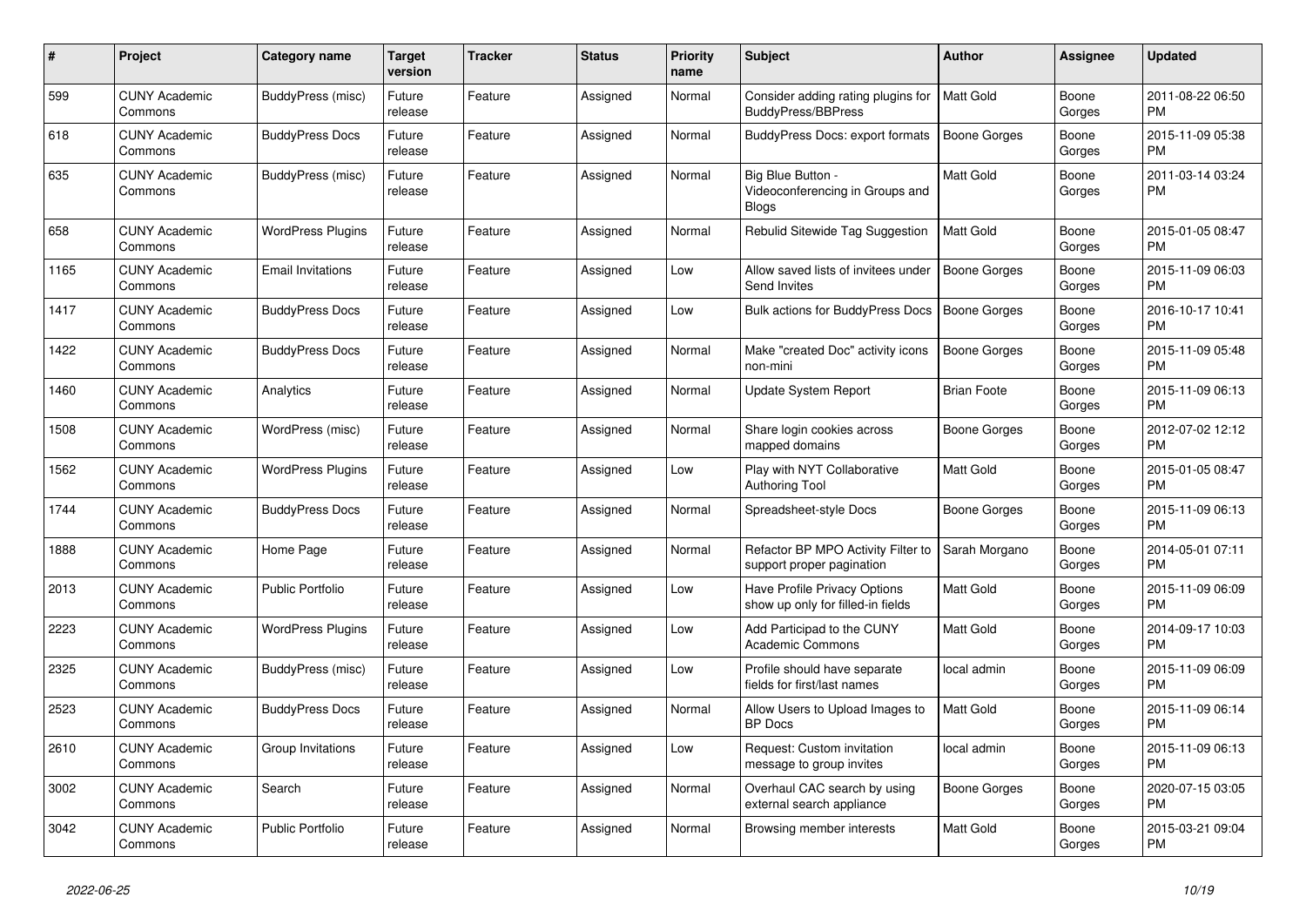| # | Project | Category name | Target version | Tracker | Status | Priority name | Subject | Author | Assignee | Updated |
|---|---|---|---|---|---|---|---|---|---|---|
| 599 | CUNY Academic Commons | BuddyPress (misc) | Future release | Feature | Assigned | Normal | Consider adding rating plugins for BuddyPress/BBPress | Matt Gold | Boone Gorges | 2011-08-22 06:50 PM |
| 618 | CUNY Academic Commons | BuddyPress Docs | Future release | Feature | Assigned | Normal | BuddyPress Docs: export formats | Boone Gorges | Boone Gorges | 2015-11-09 05:38 PM |
| 635 | CUNY Academic Commons | BuddyPress (misc) | Future release | Feature | Assigned | Normal | Big Blue Button - Videoconferencing in Groups and Blogs | Matt Gold | Boone Gorges | 2011-03-14 03:24 PM |
| 658 | CUNY Academic Commons | WordPress Plugins | Future release | Feature | Assigned | Normal | Rebulid Sitewide Tag Suggestion | Matt Gold | Boone Gorges | 2015-01-05 08:47 PM |
| 1165 | CUNY Academic Commons | Email Invitations | Future release | Feature | Assigned | Low | Allow saved lists of invitees under Send Invites | Boone Gorges | Boone Gorges | 2015-11-09 06:03 PM |
| 1417 | CUNY Academic Commons | BuddyPress Docs | Future release | Feature | Assigned | Low | Bulk actions for BuddyPress Docs | Boone Gorges | Boone Gorges | 2016-10-17 10:41 PM |
| 1422 | CUNY Academic Commons | BuddyPress Docs | Future release | Feature | Assigned | Normal | Make "created Doc" activity icons non-mini | Boone Gorges | Boone Gorges | 2015-11-09 05:48 PM |
| 1460 | CUNY Academic Commons | Analytics | Future release | Feature | Assigned | Normal | Update System Report | Brian Foote | Boone Gorges | 2015-11-09 06:13 PM |
| 1508 | CUNY Academic Commons | WordPress (misc) | Future release | Feature | Assigned | Normal | Share login cookies across mapped domains | Boone Gorges | Boone Gorges | 2012-07-02 12:12 PM |
| 1562 | CUNY Academic Commons | WordPress Plugins | Future release | Feature | Assigned | Low | Play with NYT Collaborative Authoring Tool | Matt Gold | Boone Gorges | 2015-01-05 08:47 PM |
| 1744 | CUNY Academic Commons | BuddyPress Docs | Future release | Feature | Assigned | Normal | Spreadsheet-style Docs | Boone Gorges | Boone Gorges | 2015-11-09 06:13 PM |
| 1888 | CUNY Academic Commons | Home Page | Future release | Feature | Assigned | Normal | Refactor BP MPO Activity Filter to support proper pagination | Sarah Morgano | Boone Gorges | 2014-05-01 07:11 PM |
| 2013 | CUNY Academic Commons | Public Portfolio | Future release | Feature | Assigned | Low | Have Profile Privacy Options show up only for filled-in fields | Matt Gold | Boone Gorges | 2015-11-09 06:09 PM |
| 2223 | CUNY Academic Commons | WordPress Plugins | Future release | Feature | Assigned | Low | Add Participad to the CUNY Academic Commons | Matt Gold | Boone Gorges | 2014-09-17 10:03 PM |
| 2325 | CUNY Academic Commons | BuddyPress (misc) | Future release | Feature | Assigned | Low | Profile should have separate fields for first/last names | local admin | Boone Gorges | 2015-11-09 06:09 PM |
| 2523 | CUNY Academic Commons | BuddyPress Docs | Future release | Feature | Assigned | Normal | Allow Users to Upload Images to BP Docs | Matt Gold | Boone Gorges | 2015-11-09 06:14 PM |
| 2610 | CUNY Academic Commons | Group Invitations | Future release | Feature | Assigned | Low | Request: Custom invitation message to group invites | local admin | Boone Gorges | 2015-11-09 06:13 PM |
| 3002 | CUNY Academic Commons | Search | Future release | Feature | Assigned | Normal | Overhaul CAC search by using external search appliance | Boone Gorges | Boone Gorges | 2020-07-15 03:05 PM |
| 3042 | CUNY Academic Commons | Public Portfolio | Future release | Feature | Assigned | Normal | Browsing member interests | Matt Gold | Boone Gorges | 2015-03-21 09:04 PM |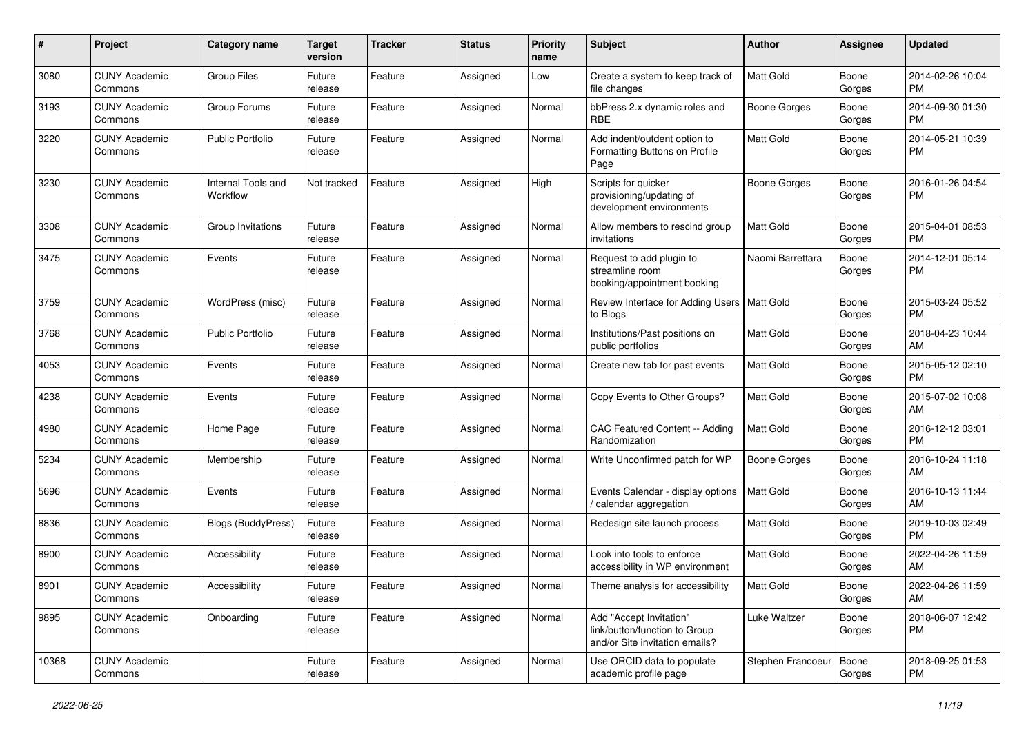| # | Project | Category name | Target version | Tracker | Status | Priority name | Subject | Author | Assignee | Updated |
|---|---|---|---|---|---|---|---|---|---|---|
| 3080 | CUNY Academic Commons | Group Files | Future release | Feature | Assigned | Low | Create a system to keep track of file changes | Matt Gold | Boone Gorges | 2014-02-26 10:04 PM |
| 3193 | CUNY Academic Commons | Group Forums | Future release | Feature | Assigned | Normal | bbPress 2.x dynamic roles and RBE | Boone Gorges | Boone Gorges | 2014-09-30 01:30 PM |
| 3220 | CUNY Academic Commons | Public Portfolio | Future release | Feature | Assigned | Normal | Add indent/outdent option to Formatting Buttons on Profile Page | Matt Gold | Boone Gorges | 2014-05-21 10:39 PM |
| 3230 | CUNY Academic Commons | Internal Tools and Workflow | Not tracked | Feature | Assigned | High | Scripts for quicker provisioning/updating of development environments | Boone Gorges | Boone Gorges | 2016-01-26 04:54 PM |
| 3308 | CUNY Academic Commons | Group Invitations | Future release | Feature | Assigned | Normal | Allow members to rescind group invitations | Matt Gold | Boone Gorges | 2015-04-01 08:53 PM |
| 3475 | CUNY Academic Commons | Events | Future release | Feature | Assigned | Normal | Request to add plugin to streamline room booking/appointment booking | Naomi Barrettara | Boone Gorges | 2014-12-01 05:14 PM |
| 3759 | CUNY Academic Commons | WordPress (misc) | Future release | Feature | Assigned | Normal | Review Interface for Adding Users to Blogs | Matt Gold | Boone Gorges | 2015-03-24 05:52 PM |
| 3768 | CUNY Academic Commons | Public Portfolio | Future release | Feature | Assigned | Normal | Institutions/Past positions on public portfolios | Matt Gold | Boone Gorges | 2018-04-23 10:44 AM |
| 4053 | CUNY Academic Commons | Events | Future release | Feature | Assigned | Normal | Create new tab for past events | Matt Gold | Boone Gorges | 2015-05-12 02:10 PM |
| 4238 | CUNY Academic Commons | Events | Future release | Feature | Assigned | Normal | Copy Events to Other Groups? | Matt Gold | Boone Gorges | 2015-07-02 10:08 AM |
| 4980 | CUNY Academic Commons | Home Page | Future release | Feature | Assigned | Normal | CAC Featured Content -- Adding Randomization | Matt Gold | Boone Gorges | 2016-12-12 03:01 PM |
| 5234 | CUNY Academic Commons | Membership | Future release | Feature | Assigned | Normal | Write Unconfirmed patch for WP | Boone Gorges | Boone Gorges | 2016-10-24 11:18 AM |
| 5696 | CUNY Academic Commons | Events | Future release | Feature | Assigned | Normal | Events Calendar - display options / calendar aggregation | Matt Gold | Boone Gorges | 2016-10-13 11:44 AM |
| 8836 | CUNY Academic Commons | Blogs (BuddyPress) | Future release | Feature | Assigned | Normal | Redesign site launch process | Matt Gold | Boone Gorges | 2019-10-03 02:49 PM |
| 8900 | CUNY Academic Commons | Accessibility | Future release | Feature | Assigned | Normal | Look into tools to enforce accessibility in WP environment | Matt Gold | Boone Gorges | 2022-04-26 11:59 AM |
| 8901 | CUNY Academic Commons | Accessibility | Future release | Feature | Assigned | Normal | Theme analysis for accessibility | Matt Gold | Boone Gorges | 2022-04-26 11:59 AM |
| 9895 | CUNY Academic Commons | Onboarding | Future release | Feature | Assigned | Normal | Add "Accept Invitation" link/button/function to Group and/or Site invitation emails? | Luke Waltzer | Boone Gorges | 2018-06-07 12:42 PM |
| 10368 | CUNY Academic Commons | | Future release | Feature | Assigned | Normal | Use ORCID data to populate academic profile page | Stephen Francoeur | Boone Gorges | 2018-09-25 01:53 PM |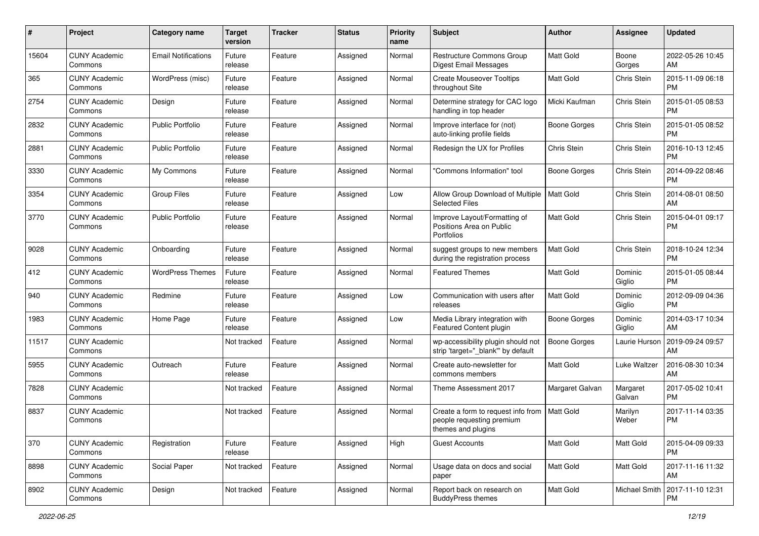| # | Project | Category name | Target version | Tracker | Status | Priority name | Subject | Author | Assignee | Updated |
|---|---|---|---|---|---|---|---|---|---|---|
| 15604 | CUNY Academic Commons | Email Notifications | Future release | Feature | Assigned | Normal | Restructure Commons Group Digest Email Messages | Matt Gold | Boone Gorges | 2022-05-26 10:45 AM |
| 365 | CUNY Academic Commons | WordPress (misc) | Future release | Feature | Assigned | Normal | Create Mouseover Tooltips throughout Site | Matt Gold | Chris Stein | 2015-11-09 06:18 PM |
| 2754 | CUNY Academic Commons | Design | Future release | Feature | Assigned | Normal | Determine strategy for CAC logo handling in top header | Micki Kaufman | Chris Stein | 2015-01-05 08:53 PM |
| 2832 | CUNY Academic Commons | Public Portfolio | Future release | Feature | Assigned | Normal | Improve interface for (not) auto-linking profile fields | Boone Gorges | Chris Stein | 2015-01-05 08:52 PM |
| 2881 | CUNY Academic Commons | Public Portfolio | Future release | Feature | Assigned | Normal | Redesign the UX for Profiles | Chris Stein | Chris Stein | 2016-10-13 12:45 PM |
| 3330 | CUNY Academic Commons | My Commons | Future release | Feature | Assigned | Normal | "Commons Information" tool | Boone Gorges | Chris Stein | 2014-09-22 08:46 PM |
| 3354 | CUNY Academic Commons | Group Files | Future release | Feature | Assigned | Low | Allow Group Download of Multiple Selected Files | Matt Gold | Chris Stein | 2014-08-01 08:50 AM |
| 3770 | CUNY Academic Commons | Public Portfolio | Future release | Feature | Assigned | Normal | Improve Layout/Formatting of Positions Area on Public Portfolios | Matt Gold | Chris Stein | 2015-04-01 09:17 PM |
| 9028 | CUNY Academic Commons | Onboarding | Future release | Feature | Assigned | Normal | suggest groups to new members during the registration process | Matt Gold | Chris Stein | 2018-10-24 12:34 PM |
| 412 | CUNY Academic Commons | WordPress Themes | Future release | Feature | Assigned | Normal | Featured Themes | Matt Gold | Dominic Giglio | 2015-01-05 08:44 PM |
| 940 | CUNY Academic Commons | Redmine | Future release | Feature | Assigned | Low | Communication with users after releases | Matt Gold | Dominic Giglio | 2012-09-09 04:36 PM |
| 1983 | CUNY Academic Commons | Home Page | Future release | Feature | Assigned | Low | Media Library integration with Featured Content plugin | Boone Gorges | Dominic Giglio | 2014-03-17 10:34 AM |
| 11517 | CUNY Academic Commons | | Not tracked | Feature | Assigned | Normal | wp-accessibility plugin should not strip 'target="_blank"' by default | Boone Gorges | Laurie Hurson | 2019-09-24 09:57 AM |
| 5955 | CUNY Academic Commons | Outreach | Future release | Feature | Assigned | Normal | Create auto-newsletter for commons members | Matt Gold | Luke Waltzer | 2016-08-30 10:34 AM |
| 7828 | CUNY Academic Commons | | Not tracked | Feature | Assigned | Normal | Theme Assessment 2017 | Margaret Galvan | Margaret Galvan | 2017-05-02 10:41 PM |
| 8837 | CUNY Academic Commons | | Not tracked | Feature | Assigned | Normal | Create a form to request info from people requesting premium themes and plugins | Matt Gold | Marilyn Weber | 2017-11-14 03:35 PM |
| 370 | CUNY Academic Commons | Registration | Future release | Feature | Assigned | High | Guest Accounts | Matt Gold | Matt Gold | 2015-04-09 09:33 PM |
| 8898 | CUNY Academic Commons | Social Paper | Not tracked | Feature | Assigned | Normal | Usage data on docs and social paper | Matt Gold | Matt Gold | 2017-11-16 11:32 AM |
| 8902 | CUNY Academic Commons | Design | Not tracked | Feature | Assigned | Normal | Report back on research on BuddyPress themes | Matt Gold | Michael Smith | 2017-11-10 12:31 PM |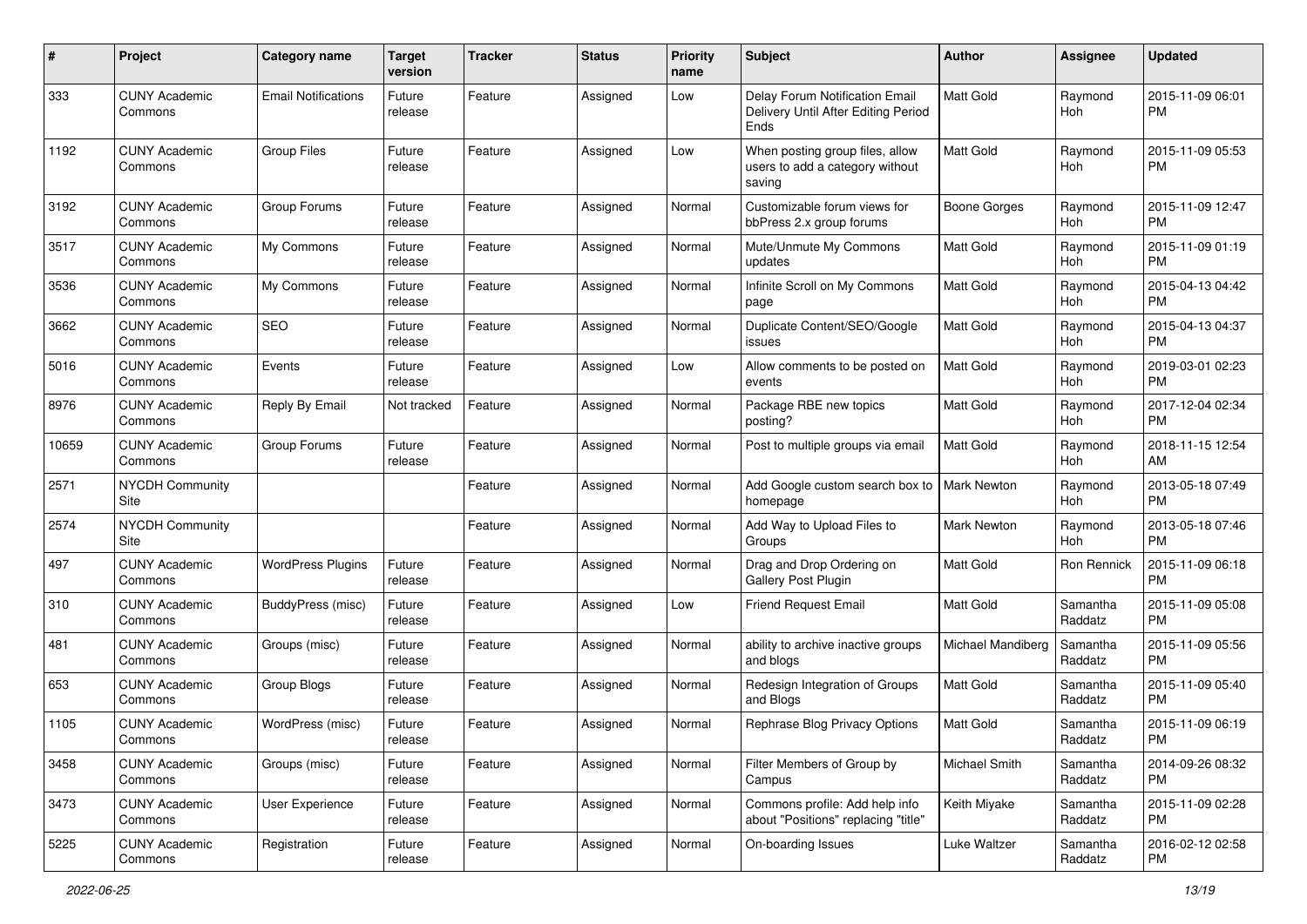| # | Project | Category name | Target version | Tracker | Status | Priority name | Subject | Author | Assignee | Updated |
|---|---|---|---|---|---|---|---|---|---|---|
| 333 | CUNY Academic Commons | Email Notifications | Future release | Feature | Assigned | Low | Delay Forum Notification Email Delivery Until After Editing Period Ends | Matt Gold | Raymond Hoh | 2015-11-09 06:01 PM |
| 1192 | CUNY Academic Commons | Group Files | Future release | Feature | Assigned | Low | When posting group files, allow users to add a category without saving | Matt Gold | Raymond Hoh | 2015-11-09 05:53 PM |
| 3192 | CUNY Academic Commons | Group Forums | Future release | Feature | Assigned | Normal | Customizable forum views for bbPress 2.x group forums | Boone Gorges | Raymond Hoh | 2015-11-09 12:47 PM |
| 3517 | CUNY Academic Commons | My Commons | Future release | Feature | Assigned | Normal | Mute/Unmute My Commons updates | Matt Gold | Raymond Hoh | 2015-11-09 01:19 PM |
| 3536 | CUNY Academic Commons | My Commons | Future release | Feature | Assigned | Normal | Infinite Scroll on My Commons page | Matt Gold | Raymond Hoh | 2015-04-13 04:42 PM |
| 3662 | CUNY Academic Commons | SEO | Future release | Feature | Assigned | Normal | Duplicate Content/SEO/Google issues | Matt Gold | Raymond Hoh | 2015-04-13 04:37 PM |
| 5016 | CUNY Academic Commons | Events | Future release | Feature | Assigned | Low | Allow comments to be posted on events | Matt Gold | Raymond Hoh | 2019-03-01 02:23 PM |
| 8976 | CUNY Academic Commons | Reply By Email | Not tracked | Feature | Assigned | Normal | Package RBE new topics posting? | Matt Gold | Raymond Hoh | 2017-12-04 02:34 PM |
| 10659 | CUNY Academic Commons | Group Forums | Future release | Feature | Assigned | Normal | Post to multiple groups via email | Matt Gold | Raymond Hoh | 2018-11-15 12:54 AM |
| 2571 | NYCDH Community Site | | | Feature | Assigned | Normal | Add Google custom search box to homepage | Mark Newton | Raymond Hoh | 2013-05-18 07:49 PM |
| 2574 | NYCDH Community Site | | | Feature | Assigned | Normal | Add Way to Upload Files to Groups | Mark Newton | Raymond Hoh | 2013-05-18 07:46 PM |
| 497 | CUNY Academic Commons | WordPress Plugins | Future release | Feature | Assigned | Normal | Drag and Drop Ordering on Gallery Post Plugin | Matt Gold | Ron Rennick | 2015-11-09 06:18 PM |
| 310 | CUNY Academic Commons | BuddyPress (misc) | Future release | Feature | Assigned | Low | Friend Request Email | Matt Gold | Samantha Raddatz | 2015-11-09 05:08 PM |
| 481 | CUNY Academic Commons | Groups (misc) | Future release | Feature | Assigned | Normal | ability to archive inactive groups and blogs | Michael Mandiberg | Samantha Raddatz | 2015-11-09 05:56 PM |
| 653 | CUNY Academic Commons | Group Blogs | Future release | Feature | Assigned | Normal | Redesign Integration of Groups and Blogs | Matt Gold | Samantha Raddatz | 2015-11-09 05:40 PM |
| 1105 | CUNY Academic Commons | WordPress (misc) | Future release | Feature | Assigned | Normal | Rephrase Blog Privacy Options | Matt Gold | Samantha Raddatz | 2015-11-09 06:19 PM |
| 3458 | CUNY Academic Commons | Groups (misc) | Future release | Feature | Assigned | Normal | Filter Members of Group by Campus | Michael Smith | Samantha Raddatz | 2014-09-26 08:32 PM |
| 3473 | CUNY Academic Commons | User Experience | Future release | Feature | Assigned | Normal | Commons profile: Add help info about "Positions" replacing "title" | Keith Miyake | Samantha Raddatz | 2015-11-09 02:28 PM |
| 5225 | CUNY Academic Commons | Registration | Future release | Feature | Assigned | Normal | On-boarding Issues | Luke Waltzer | Samantha Raddatz | 2016-02-12 02:58 PM |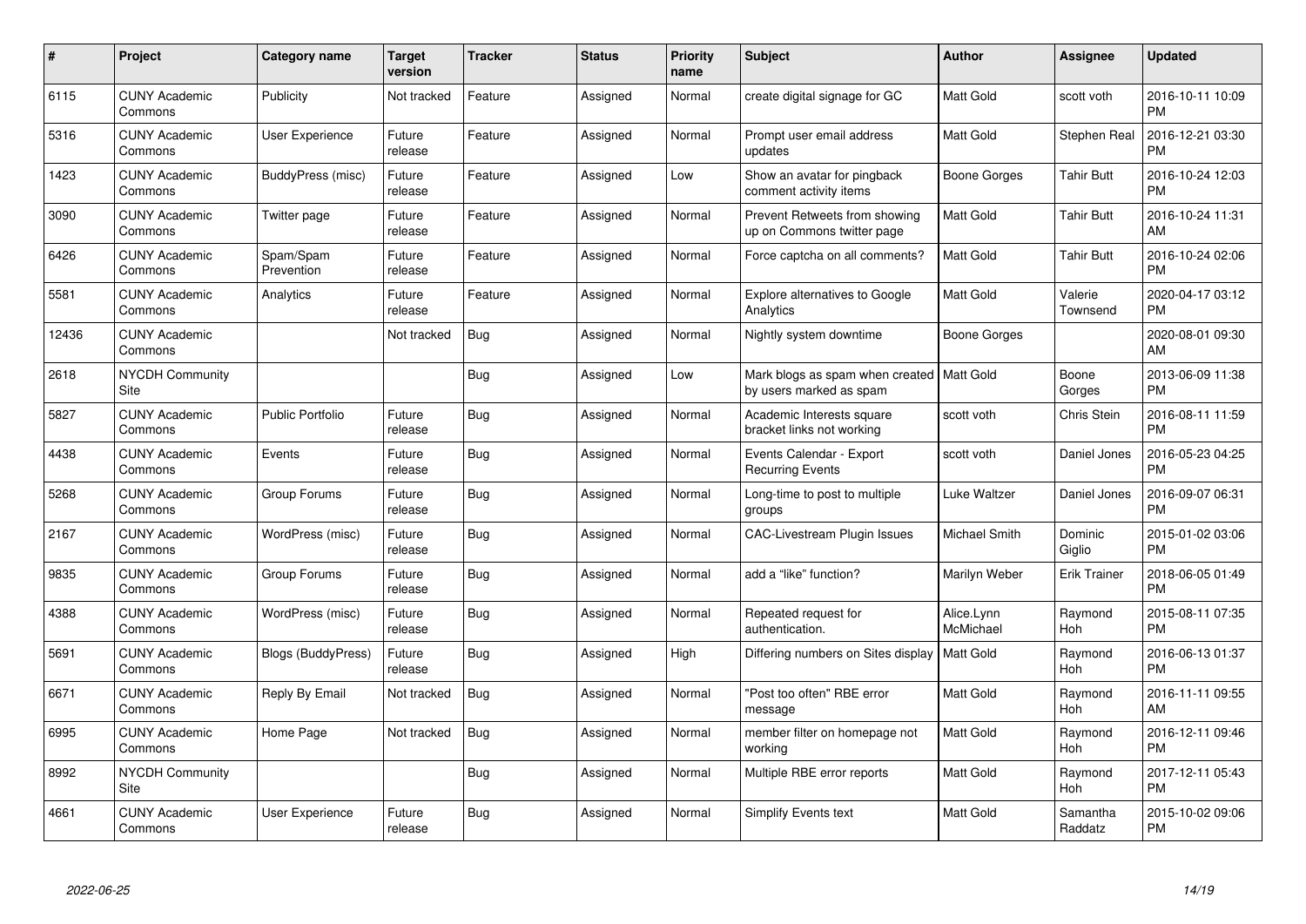| # | Project | Category name | Target version | Tracker | Status | Priority name | Subject | Author | Assignee | Updated |
|---|---|---|---|---|---|---|---|---|---|---|
| 6115 | CUNY Academic Commons | Publicity | Not tracked | Feature | Assigned | Normal | create digital signage for GC | Matt Gold | scott voth | 2016-10-11 10:09 PM |
| 5316 | CUNY Academic Commons | User Experience | Future release | Feature | Assigned | Normal | Prompt user email address updates | Matt Gold | Stephen Real | 2016-12-21 03:30 PM |
| 1423 | CUNY Academic Commons | BuddyPress (misc) | Future release | Feature | Assigned | Low | Show an avatar for pingback comment activity items | Boone Gorges | Tahir Butt | 2016-10-24 12:03 PM |
| 3090 | CUNY Academic Commons | Twitter page | Future release | Feature | Assigned | Normal | Prevent Retweets from showing up on Commons twitter page | Matt Gold | Tahir Butt | 2016-10-24 11:31 AM |
| 6426 | CUNY Academic Commons | Spam/Spam Prevention | Future release | Feature | Assigned | Normal | Force captcha on all comments? | Matt Gold | Tahir Butt | 2016-10-24 02:06 PM |
| 5581 | CUNY Academic Commons | Analytics | Future release | Feature | Assigned | Normal | Explore alternatives to Google Analytics | Matt Gold | Valerie Townsend | 2020-04-17 03:12 PM |
| 12436 | CUNY Academic Commons | | Not tracked | Bug | Assigned | Normal | Nightly system downtime | Boone Gorges | | 2020-08-01 09:30 AM |
| 2618 | NYCDH Community Site | | | Bug | Assigned | Low | Mark blogs as spam when created by users marked as spam | Matt Gold | Boone Gorges | 2013-06-09 11:38 PM |
| 5827 | CUNY Academic Commons | Public Portfolio | Future release | Bug | Assigned | Normal | Academic Interests square bracket links not working | scott voth | Chris Stein | 2016-08-11 11:59 PM |
| 4438 | CUNY Academic Commons | Events | Future release | Bug | Assigned | Normal | Events Calendar - Export Recurring Events | scott voth | Daniel Jones | 2016-05-23 04:25 PM |
| 5268 | CUNY Academic Commons | Group Forums | Future release | Bug | Assigned | Normal | Long-time to post to multiple groups | Luke Waltzer | Daniel Jones | 2016-09-07 06:31 PM |
| 2167 | CUNY Academic Commons | WordPress (misc) | Future release | Bug | Assigned | Normal | CAC-Livestream Plugin Issues | Michael Smith | Dominic Giglio | 2015-01-02 03:06 PM |
| 9835 | CUNY Academic Commons | Group Forums | Future release | Bug | Assigned | Normal | add a "like" function? | Marilyn Weber | Erik Trainer | 2018-06-05 01:49 PM |
| 4388 | CUNY Academic Commons | WordPress (misc) | Future release | Bug | Assigned | Normal | Repeated request for authentication. | Alice.Lynn McMichael | Raymond Hoh | 2015-08-11 07:35 PM |
| 5691 | CUNY Academic Commons | Blogs (BuddyPress) | Future release | Bug | Assigned | High | Differing numbers on Sites display | Matt Gold | Raymond Hoh | 2016-06-13 01:37 PM |
| 6671 | CUNY Academic Commons | Reply By Email | Not tracked | Bug | Assigned | Normal | "Post too often" RBE error message | Matt Gold | Raymond Hoh | 2016-11-11 09:55 AM |
| 6995 | CUNY Academic Commons | Home Page | Not tracked | Bug | Assigned | Normal | member filter on homepage not working | Matt Gold | Raymond Hoh | 2016-12-11 09:46 PM |
| 8992 | NYCDH Community Site | | | Bug | Assigned | Normal | Multiple RBE error reports | Matt Gold | Raymond Hoh | 2017-12-11 05:43 PM |
| 4661 | CUNY Academic Commons | User Experience | Future release | Bug | Assigned | Normal | Simplify Events text | Matt Gold | Samantha Raddatz | 2015-10-02 09:06 PM |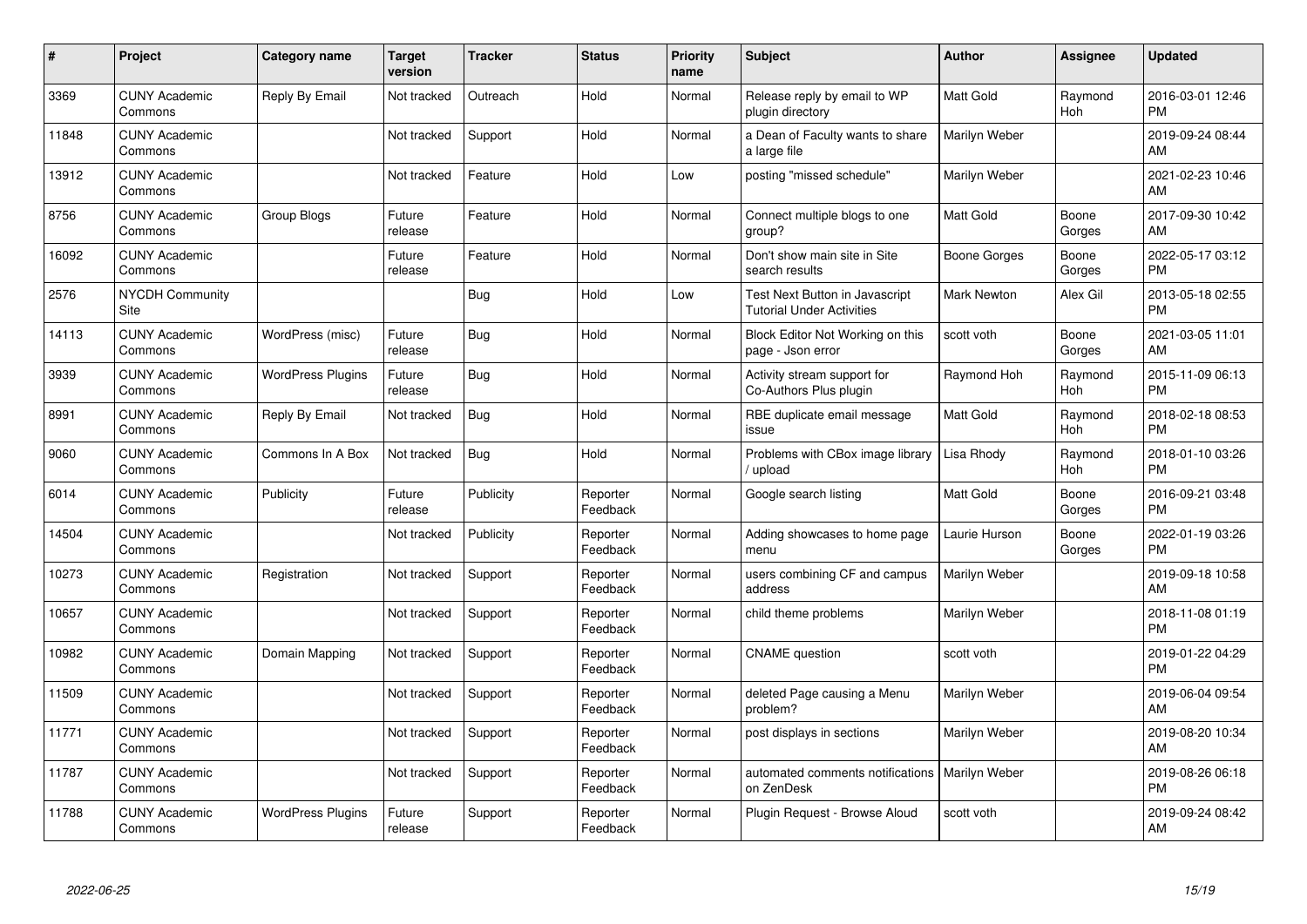| # | Project | Category name | Target version | Tracker | Status | Priority name | Subject | Author | Assignee | Updated |
|---|---|---|---|---|---|---|---|---|---|---|
| 3369 | CUNY Academic Commons | Reply By Email | Not tracked | Outreach | Hold | Normal | Release reply by email to WP plugin directory | Matt Gold | Raymond Hoh | 2016-03-01 12:46 PM |
| 11848 | CUNY Academic Commons | | Not tracked | Support | Hold | Normal | a Dean of Faculty wants to share a large file | Marilyn Weber | | 2019-09-24 08:44 AM |
| 13912 | CUNY Academic Commons | | Not tracked | Feature | Hold | Low | posting "missed schedule" | Marilyn Weber | | 2021-02-23 10:46 AM |
| 8756 | CUNY Academic Commons | Group Blogs | Future release | Feature | Hold | Normal | Connect multiple blogs to one group? | Matt Gold | Boone Gorges | 2017-09-30 10:42 AM |
| 16092 | CUNY Academic Commons | | Future release | Feature | Hold | Normal | Don't show main site in Site search results | Boone Gorges | Boone Gorges | 2022-05-17 03:12 PM |
| 2576 | NYCDH Community Site | | | Bug | Hold | Low | Test Next Button in Javascript Tutorial Under Activities | Mark Newton | Alex Gil | 2013-05-18 02:55 PM |
| 14113 | CUNY Academic Commons | WordPress (misc) | Future release | Bug | Hold | Normal | Block Editor Not Working on this page - Json error | scott voth | Boone Gorges | 2021-03-05 11:01 AM |
| 3939 | CUNY Academic Commons | WordPress Plugins | Future release | Bug | Hold | Normal | Activity stream support for Co-Authors Plus plugin | Raymond Hoh | Raymond Hoh | 2015-11-09 06:13 PM |
| 8991 | CUNY Academic Commons | Reply By Email | Not tracked | Bug | Hold | Normal | RBE duplicate email message issue | Matt Gold | Raymond Hoh | 2018-02-18 08:53 PM |
| 9060 | CUNY Academic Commons | Commons In A Box | Not tracked | Bug | Hold | Normal | Problems with CBox image library / upload | Lisa Rhody | Raymond Hoh | 2018-01-10 03:26 PM |
| 6014 | CUNY Academic Commons | Publicity | Future release | Publicity | Reporter Feedback | Normal | Google search listing | Matt Gold | Boone Gorges | 2016-09-21 03:48 PM |
| 14504 | CUNY Academic Commons | | Not tracked | Publicity | Reporter Feedback | Normal | Adding showcases to home page menu | Laurie Hurson | Boone Gorges | 2022-01-19 03:26 PM |
| 10273 | CUNY Academic Commons | Registration | Not tracked | Support | Reporter Feedback | Normal | users combining CF and campus address | Marilyn Weber | | 2019-09-18 10:58 AM |
| 10657 | CUNY Academic Commons | | Not tracked | Support | Reporter Feedback | Normal | child theme problems | Marilyn Weber | | 2018-11-08 01:19 PM |
| 10982 | CUNY Academic Commons | Domain Mapping | Not tracked | Support | Reporter Feedback | Normal | CNAME question | scott voth | | 2019-01-22 04:29 PM |
| 11509 | CUNY Academic Commons | | Not tracked | Support | Reporter Feedback | Normal | deleted Page causing a Menu problem? | Marilyn Weber | | 2019-06-04 09:54 AM |
| 11771 | CUNY Academic Commons | | Not tracked | Support | Reporter Feedback | Normal | post displays in sections | Marilyn Weber | | 2019-08-20 10:34 AM |
| 11787 | CUNY Academic Commons | | Not tracked | Support | Reporter Feedback | Normal | automated comments notifications on ZenDesk | Marilyn Weber | | 2019-08-26 06:18 PM |
| 11788 | CUNY Academic Commons | WordPress Plugins | Future release | Support | Reporter Feedback | Normal | Plugin Request - Browse Aloud | scott voth | | 2019-09-24 08:42 AM |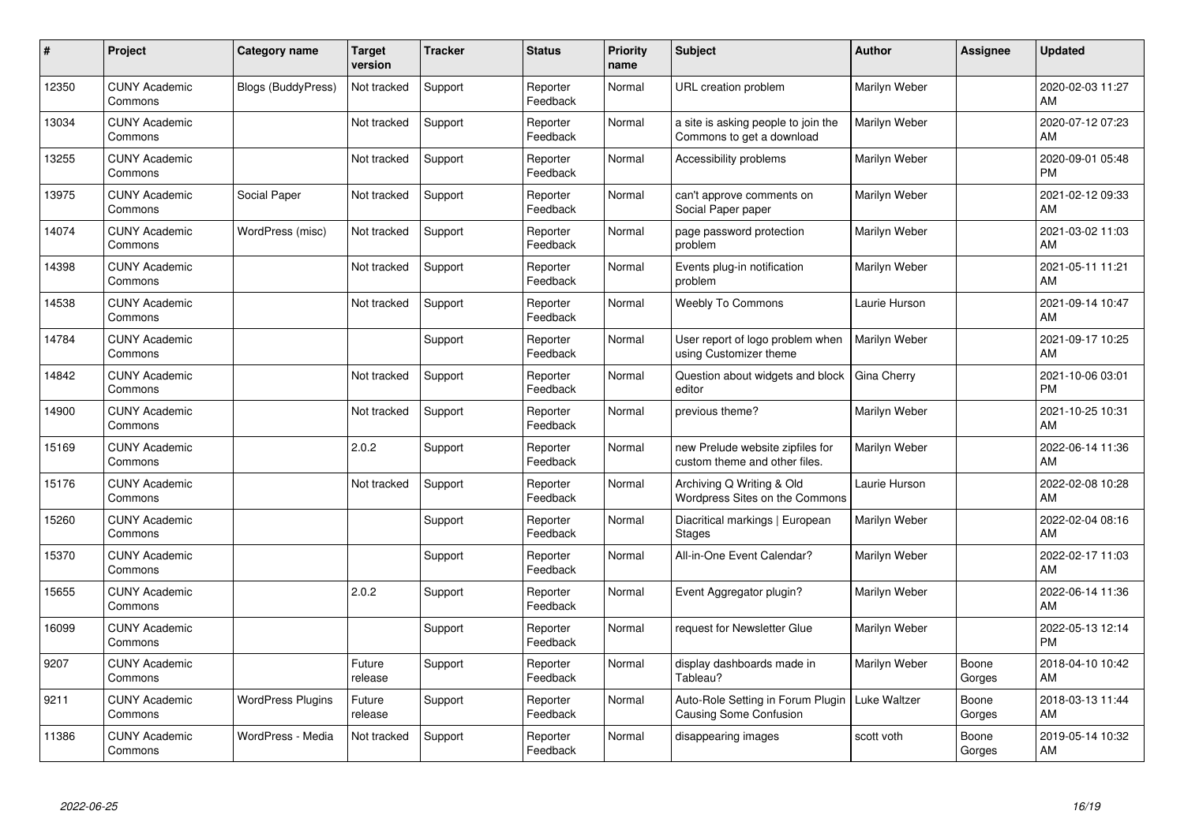| # | Project | Category name | Target version | Tracker | Status | Priority name | Subject | Author | Assignee | Updated |
|---|---|---|---|---|---|---|---|---|---|---|
| 12350 | CUNY Academic Commons | Blogs (BuddyPress) | Not tracked | Support | Reporter Feedback | Normal | URL creation problem | Marilyn Weber | | 2020-02-03 11:27 AM |
| 13034 | CUNY Academic Commons | | Not tracked | Support | Reporter Feedback | Normal | a site is asking people to join the Commons to get a download | Marilyn Weber | | 2020-07-12 07:23 AM |
| 13255 | CUNY Academic Commons | | Not tracked | Support | Reporter Feedback | Normal | Accessibility problems | Marilyn Weber | | 2020-09-01 05:48 PM |
| 13975 | CUNY Academic Commons | Social Paper | Not tracked | Support | Reporter Feedback | Normal | can't approve comments on Social Paper paper | Marilyn Weber | | 2021-02-12 09:33 AM |
| 14074 | CUNY Academic Commons | WordPress (misc) | Not tracked | Support | Reporter Feedback | Normal | page password protection problem | Marilyn Weber | | 2021-03-02 11:03 AM |
| 14398 | CUNY Academic Commons | | Not tracked | Support | Reporter Feedback | Normal | Events plug-in notification problem | Marilyn Weber | | 2021-05-11 11:21 AM |
| 14538 | CUNY Academic Commons | | Not tracked | Support | Reporter Feedback | Normal | Weebly To Commons | Laurie Hurson | | 2021-09-14 10:47 AM |
| 14784 | CUNY Academic Commons | | | Support | Reporter Feedback | Normal | User report of logo problem when using Customizer theme | Marilyn Weber | | 2021-09-17 10:25 AM |
| 14842 | CUNY Academic Commons | | Not tracked | Support | Reporter Feedback | Normal | Question about widgets and block editor | Gina Cherry | | 2021-10-06 03:01 PM |
| 14900 | CUNY Academic Commons | | Not tracked | Support | Reporter Feedback | Normal | previous theme? | Marilyn Weber | | 2021-10-25 10:31 AM |
| 15169 | CUNY Academic Commons | | 2.0.2 | Support | Reporter Feedback | Normal | new Prelude website zipfiles for custom theme and other files. | Marilyn Weber | | 2022-06-14 11:36 AM |
| 15176 | CUNY Academic Commons | | Not tracked | Support | Reporter Feedback | Normal | Archiving Q Writing & Old Wordpress Sites on the Commons | Laurie Hurson | | 2022-02-08 10:28 AM |
| 15260 | CUNY Academic Commons | | | Support | Reporter Feedback | Normal | Diacritical markings \| European Stages | Marilyn Weber | | 2022-02-04 08:16 AM |
| 15370 | CUNY Academic Commons | | | Support | Reporter Feedback | Normal | All-in-One Event Calendar? | Marilyn Weber | | 2022-02-17 11:03 AM |
| 15655 | CUNY Academic Commons | | 2.0.2 | Support | Reporter Feedback | Normal | Event Aggregator plugin? | Marilyn Weber | | 2022-06-14 11:36 AM |
| 16099 | CUNY Academic Commons | | | Support | Reporter Feedback | Normal | request for Newsletter Glue | Marilyn Weber | | 2022-05-13 12:14 PM |
| 9207 | CUNY Academic Commons | | Future release | Support | Reporter Feedback | Normal | display dashboards made in Tableau? | Marilyn Weber | Boone Gorges | 2018-04-10 10:42 AM |
| 9211 | CUNY Academic Commons | WordPress Plugins | Future release | Support | Reporter Feedback | Normal | Auto-Role Setting in Forum Plugin Causing Some Confusion | Luke Waltzer | Boone Gorges | 2018-03-13 11:44 AM |
| 11386 | CUNY Academic Commons | WordPress - Media | Not tracked | Support | Reporter Feedback | Normal | disappearing images | scott voth | Boone Gorges | 2019-05-14 10:32 AM |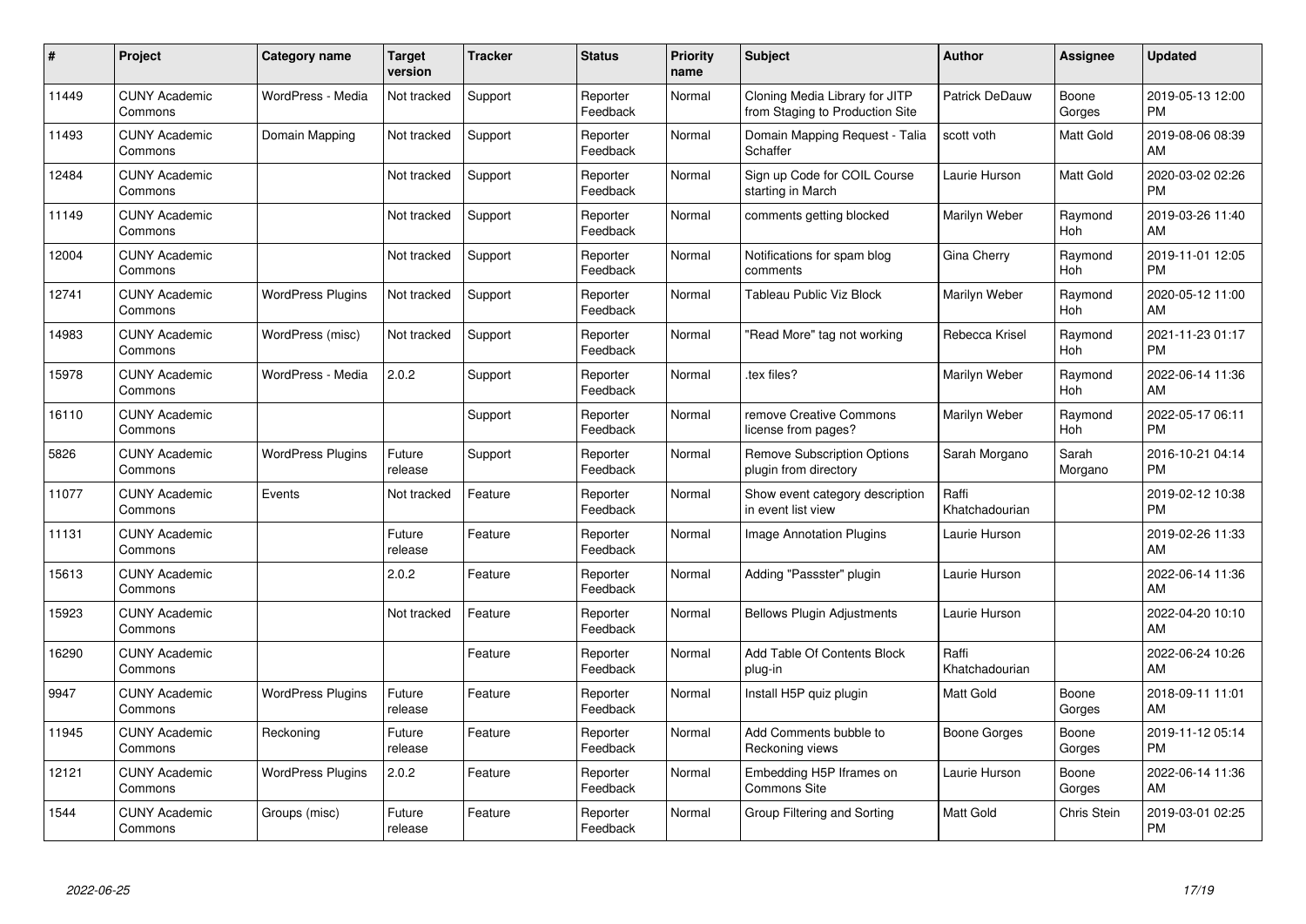| # | Project | Category name | Target version | Tracker | Status | Priority name | Subject | Author | Assignee | Updated |
|---|---|---|---|---|---|---|---|---|---|---|
| 11449 | CUNY Academic Commons | WordPress - Media | Not tracked | Support | Reporter Feedback | Normal | Cloning Media Library for JITP from Staging to Production Site | Patrick DeDauw | Boone Gorges | 2019-05-13 12:00 PM |
| 11493 | CUNY Academic Commons | Domain Mapping | Not tracked | Support | Reporter Feedback | Normal | Domain Mapping Request - Talia Schaffer | scott voth | Matt Gold | 2019-08-06 08:39 AM |
| 12484 | CUNY Academic Commons | | Not tracked | Support | Reporter Feedback | Normal | Sign up Code for COIL Course starting in March | Laurie Hurson | Matt Gold | 2020-03-02 02:26 PM |
| 11149 | CUNY Academic Commons | | Not tracked | Support | Reporter Feedback | Normal | comments getting blocked | Marilyn Weber | Raymond Hoh | 2019-03-26 11:40 AM |
| 12004 | CUNY Academic Commons | | Not tracked | Support | Reporter Feedback | Normal | Notifications for spam blog comments | Gina Cherry | Raymond Hoh | 2019-11-01 12:05 PM |
| 12741 | CUNY Academic Commons | WordPress Plugins | Not tracked | Support | Reporter Feedback | Normal | Tableau Public Viz Block | Marilyn Weber | Raymond Hoh | 2020-05-12 11:00 AM |
| 14983 | CUNY Academic Commons | WordPress (misc) | Not tracked | Support | Reporter Feedback | Normal | "Read More" tag not working | Rebecca Krisel | Raymond Hoh | 2021-11-23 01:17 PM |
| 15978 | CUNY Academic Commons | WordPress - Media | 2.0.2 | Support | Reporter Feedback | Normal | .tex files? | Marilyn Weber | Raymond Hoh | 2022-06-14 11:36 AM |
| 16110 | CUNY Academic Commons | | | Support | Reporter Feedback | Normal | remove Creative Commons license from pages? | Marilyn Weber | Raymond Hoh | 2022-05-17 06:11 PM |
| 5826 | CUNY Academic Commons | WordPress Plugins | Future release | Support | Reporter Feedback | Normal | Remove Subscription Options plugin from directory | Sarah Morgano | Sarah Morgano | 2016-10-21 04:14 PM |
| 11077 | CUNY Academic Commons | Events | Not tracked | Feature | Reporter Feedback | Normal | Show event category description in event list view | Raffi Khatchadourian | | 2019-02-12 10:38 PM |
| 11131 | CUNY Academic Commons | | Future release | Feature | Reporter Feedback | Normal | Image Annotation Plugins | Laurie Hurson | | 2019-02-26 11:33 AM |
| 15613 | CUNY Academic Commons | | 2.0.2 | Feature | Reporter Feedback | Normal | Adding "Passster" plugin | Laurie Hurson | | 2022-06-14 11:36 AM |
| 15923 | CUNY Academic Commons | | Not tracked | Feature | Reporter Feedback | Normal | Bellows Plugin Adjustments | Laurie Hurson | | 2022-04-20 10:10 AM |
| 16290 | CUNY Academic Commons | | | Feature | Reporter Feedback | Normal | Add Table Of Contents Block plug-in | Raffi Khatchadourian | | 2022-06-24 10:26 AM |
| 9947 | CUNY Academic Commons | WordPress Plugins | Future release | Feature | Reporter Feedback | Normal | Install H5P quiz plugin | Matt Gold | Boone Gorges | 2018-09-11 11:01 AM |
| 11945 | CUNY Academic Commons | Reckoning | Future release | Feature | Reporter Feedback | Normal | Add Comments bubble to Reckoning views | Boone Gorges | Boone Gorges | 2019-11-12 05:14 PM |
| 12121 | CUNY Academic Commons | WordPress Plugins | 2.0.2 | Feature | Reporter Feedback | Normal | Embedding H5P Iframes on Commons Site | Laurie Hurson | Boone Gorges | 2022-06-14 11:36 AM |
| 1544 | CUNY Academic Commons | Groups (misc) | Future release | Feature | Reporter Feedback | Normal | Group Filtering and Sorting | Matt Gold | Chris Stein | 2019-03-01 02:25 PM |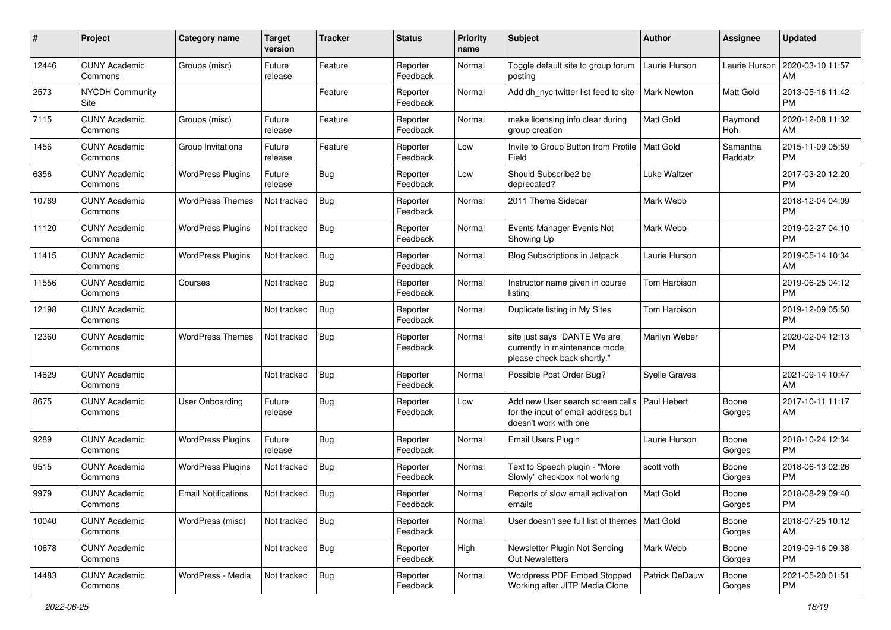| # | Project | Category name | Target version | Tracker | Status | Priority name | Subject | Author | Assignee | Updated |
|---|---|---|---|---|---|---|---|---|---|---|
| 12446 | CUNY Academic Commons | Groups (misc) | Future release | Feature | Reporter Feedback | Normal | Toggle default site to group forum posting | Laurie Hurson | Laurie Hurson | 2020-03-10 11:57 AM |
| 2573 | NYCDH Community Site | | | Feature | Reporter Feedback | Normal | Add dh_nyc twitter list feed to site | Mark Newton | Matt Gold | 2013-05-16 11:42 PM |
| 7115 | CUNY Academic Commons | Groups (misc) | Future release | Feature | Reporter Feedback | Normal | make licensing info clear during group creation | Matt Gold | Raymond Hoh | 2020-12-08 11:32 AM |
| 1456 | CUNY Academic Commons | Group Invitations | Future release | Feature | Reporter Feedback | Low | Invite to Group Button from Profile Field | Matt Gold | Samantha Raddatz | 2015-11-09 05:59 PM |
| 6356 | CUNY Academic Commons | WordPress Plugins | Future release | Bug | Reporter Feedback | Low | Should Subscribe2 be deprecated? | Luke Waltzer | | 2017-03-20 12:20 PM |
| 10769 | CUNY Academic Commons | WordPress Themes | Not tracked | Bug | Reporter Feedback | Normal | 2011 Theme Sidebar | Mark Webb | | 2018-12-04 04:09 PM |
| 11120 | CUNY Academic Commons | WordPress Plugins | Not tracked | Bug | Reporter Feedback | Normal | Events Manager Events Not Showing Up | Mark Webb | | 2019-02-27 04:10 PM |
| 11415 | CUNY Academic Commons | WordPress Plugins | Not tracked | Bug | Reporter Feedback | Normal | Blog Subscriptions in Jetpack | Laurie Hurson | | 2019-05-14 10:34 AM |
| 11556 | CUNY Academic Commons | Courses | Not tracked | Bug | Reporter Feedback | Normal | Instructor name given in course listing | Tom Harbison | | 2019-06-25 04:12 PM |
| 12198 | CUNY Academic Commons | | Not tracked | Bug | Reporter Feedback | Normal | Duplicate listing in My Sites | Tom Harbison | | 2019-12-09 05:50 PM |
| 12360 | CUNY Academic Commons | WordPress Themes | Not tracked | Bug | Reporter Feedback | Normal | site just says "DANTE We are currently in maintenance mode, please check back shortly." | Marilyn Weber | | 2020-02-04 12:13 PM |
| 14629 | CUNY Academic Commons | | Not tracked | Bug | Reporter Feedback | Normal | Possible Post Order Bug? | Syelle Graves | | 2021-09-14 10:47 AM |
| 8675 | CUNY Academic Commons | User Onboarding | Future release | Bug | Reporter Feedback | Low | Add new User search screen calls for the input of email address but doesn't work with one | Paul Hebert | Boone Gorges | 2017-10-11 11:17 AM |
| 9289 | CUNY Academic Commons | WordPress Plugins | Future release | Bug | Reporter Feedback | Normal | Email Users Plugin | Laurie Hurson | Boone Gorges | 2018-10-24 12:34 PM |
| 9515 | CUNY Academic Commons | WordPress Plugins | Not tracked | Bug | Reporter Feedback | Normal | Text to Speech plugin - "More Slowly" checkbox not working | scott voth | Boone Gorges | 2018-06-13 02:26 PM |
| 9979 | CUNY Academic Commons | Email Notifications | Not tracked | Bug | Reporter Feedback | Normal | Reports of slow email activation emails | Matt Gold | Boone Gorges | 2018-08-29 09:40 PM |
| 10040 | CUNY Academic Commons | WordPress (misc) | Not tracked | Bug | Reporter Feedback | Normal | User doesn't see full list of themes | Matt Gold | Boone Gorges | 2018-07-25 10:12 AM |
| 10678 | CUNY Academic Commons | | Not tracked | Bug | Reporter Feedback | High | Newsletter Plugin Not Sending Out Newsletters | Mark Webb | Boone Gorges | 2019-09-16 09:38 PM |
| 14483 | CUNY Academic Commons | WordPress - Media | Not tracked | Bug | Reporter Feedback | Normal | Wordpress PDF Embed Stopped Working after JITP Media Clone | Patrick DeDauw | Boone Gorges | 2021-05-20 01:51 PM |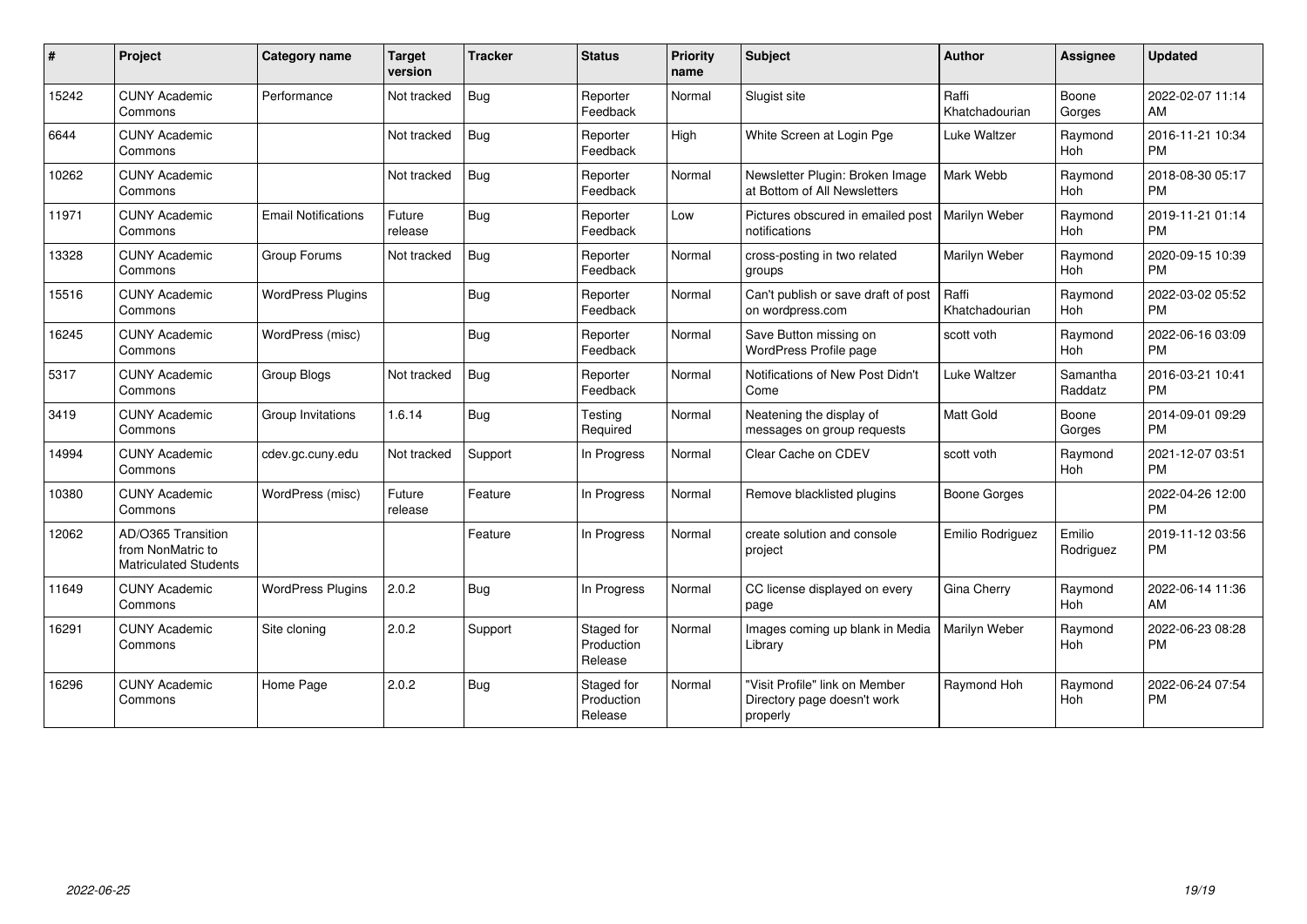| # | Project | Category name | Target version | Tracker | Status | Priority name | Subject | Author | Assignee | Updated |
|---|---|---|---|---|---|---|---|---|---|---|
| 15242 | CUNY Academic Commons | Performance | Not tracked | Bug | Reporter Feedback | Normal | Slugist site | Raffi Khatchadourian | Boone Gorges | 2022-02-07 11:14 AM |
| 6644 | CUNY Academic Commons | | Not tracked | Bug | Reporter Feedback | High | White Screen at Login Pge | Luke Waltzer | Raymond Hoh | 2016-11-21 10:34 PM |
| 10262 | CUNY Academic Commons | | Not tracked | Bug | Reporter Feedback | Normal | Newsletter Plugin: Broken Image at Bottom of All Newsletters | Mark Webb | Raymond Hoh | 2018-08-30 05:17 PM |
| 11971 | CUNY Academic Commons | Email Notifications | Future release | Bug | Reporter Feedback | Low | Pictures obscured in emailed post notifications | Marilyn Weber | Raymond Hoh | 2019-11-21 01:14 PM |
| 13328 | CUNY Academic Commons | Group Forums | Not tracked | Bug | Reporter Feedback | Normal | cross-posting in two related groups | Marilyn Weber | Raymond Hoh | 2020-09-15 10:39 PM |
| 15516 | CUNY Academic Commons | WordPress Plugins | | Bug | Reporter Feedback | Normal | Can't publish or save draft of post on wordpress.com | Raffi Khatchadourian | Raymond Hoh | 2022-03-02 05:52 PM |
| 16245 | CUNY Academic Commons | WordPress (misc) | | Bug | Reporter Feedback | Normal | Save Button missing on WordPress Profile page | scott voth | Raymond Hoh | 2022-06-16 03:09 PM |
| 5317 | CUNY Academic Commons | Group Blogs | Not tracked | Bug | Reporter Feedback | Normal | Notifications of New Post Didn't Come | Luke Waltzer | Samantha Raddatz | 2016-03-21 10:41 PM |
| 3419 | CUNY Academic Commons | Group Invitations | 1.6.14 | Bug | Testing Required | Normal | Neatening the display of messages on group requests | Matt Gold | Boone Gorges | 2014-09-01 09:29 PM |
| 14994 | CUNY Academic Commons | cdev.gc.cuny.edu | Not tracked | Support | In Progress | Normal | Clear Cache on CDEV | scott voth | Raymond Hoh | 2021-12-07 03:51 PM |
| 10380 | CUNY Academic Commons | WordPress (misc) | Future release | Feature | In Progress | Normal | Remove blacklisted plugins | Boone Gorges | | 2022-04-26 12:00 PM |
| 12062 | AD/O365 Transition from NonMatric to Matriculated Students | | | Feature | In Progress | Normal | create solution and console project | Emilio Rodriguez | Emilio Rodriguez | 2019-11-12 03:56 PM |
| 11649 | CUNY Academic Commons | WordPress Plugins | 2.0.2 | Bug | In Progress | Normal | CC license displayed on every page | Gina Cherry | Raymond Hoh | 2022-06-14 11:36 AM |
| 16291 | CUNY Academic Commons | Site cloning | 2.0.2 | Support | Staged for Production Release | Normal | Images coming up blank in Media Library | Marilyn Weber | Raymond Hoh | 2022-06-23 08:28 PM |
| 16296 | CUNY Academic Commons | Home Page | 2.0.2 | Bug | Staged for Production Release | Normal | "Visit Profile" link on Member Directory page doesn't work properly | Raymond Hoh | Raymond Hoh | 2022-06-24 07:54 PM |